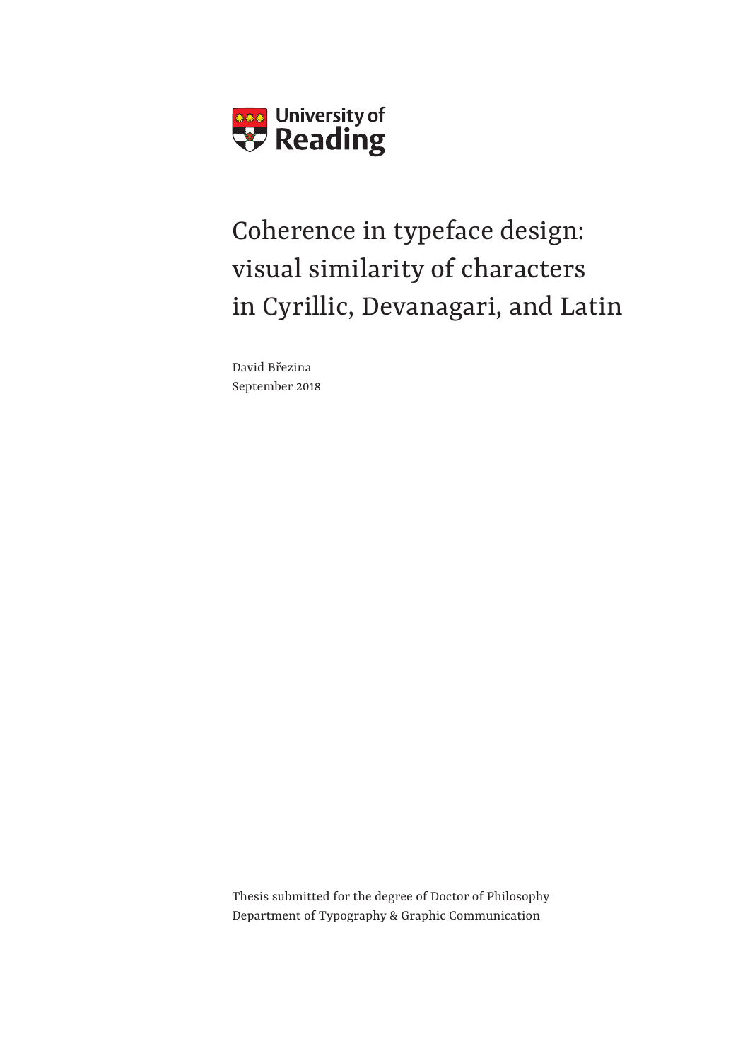University of Reading

# Coherence in typeface design: visual similarity of characters in Cyrillic, Devanagari, and Latin

David Březina
September 2018

Thesis submitted for the degree of Doctor of Philosophy
Department of Typography & Graphic Communication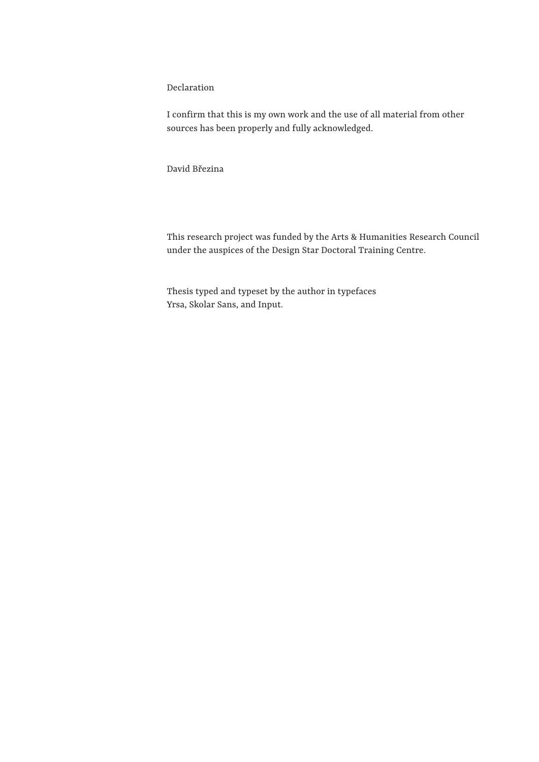Declaration

I confirm that this is my own work and the use of all material from other sources has been properly and fully acknowledged.

David Březina

This research project was funded by the Arts & Humanities Research Council under the auspices of the Design Star Doctoral Training Centre.

Thesis typed and typeset by the author in typefaces Yrsa, Skolar Sans, and Input.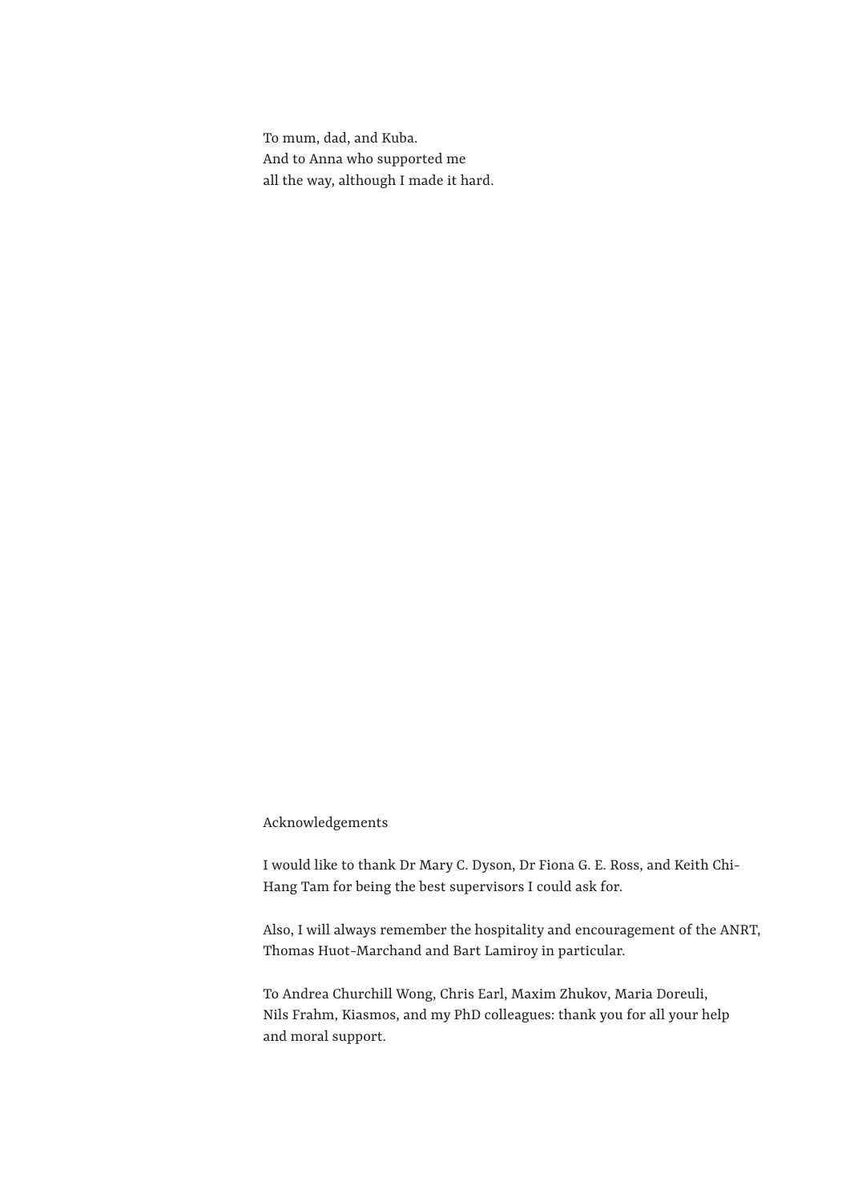To mum, dad, and Kuba.  
And to Anna who supported me  
all the way, although I made it hard.

## Acknowledgements

I would like to thank Dr Mary C. Dyson, Dr Fiona G. E. Ross, and Keith Chi-Hang Tam for being the best supervisors I could ask for.

Also, I will always remember the hospitality and encouragement of the ANRT, Thomas Huot-Marchand and Bart Lamiroy in particular.

To Andrea Churchill Wong, Chris Earl, Maxim Zhukov, Maria Doreuli, Nils Frahm, Kiasmos, and my PhD colleagues: thank you for all your help and moral support.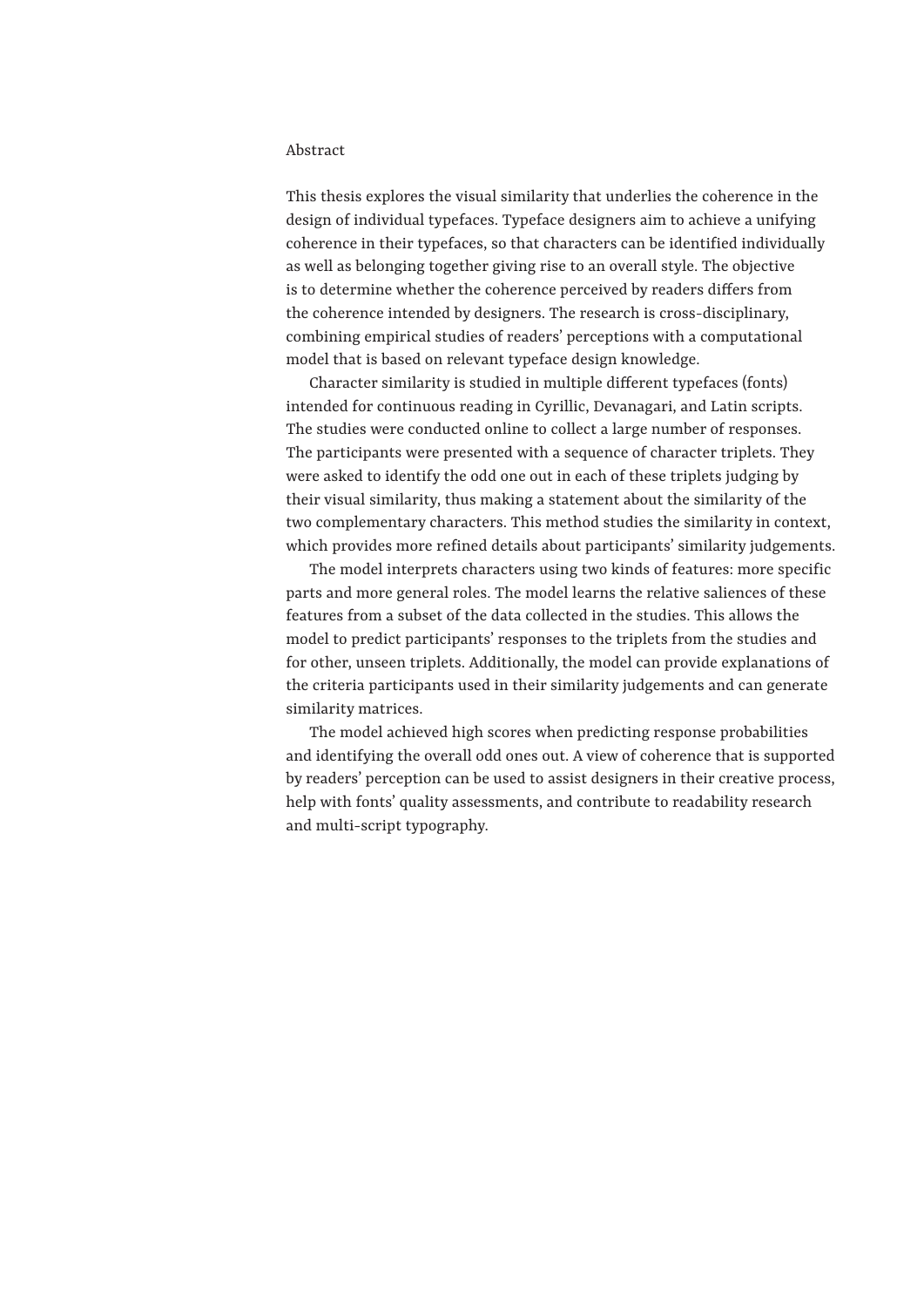# Abstract

This thesis explores the visual similarity that underlies the coherence in the design of individual typefaces. Typeface designers aim to achieve a unifying coherence in their typefaces, so that characters can be identified individually as well as belonging together giving rise to an overall style. The objective is to determine whether the coherence perceived by readers differs from the coherence intended by designers. The research is cross-disciplinary, combining empirical studies of readers' perceptions with a computational model that is based on relevant typeface design knowledge.

Character similarity is studied in multiple different typefaces (fonts) intended for continuous reading in Cyrillic, Devanagari, and Latin scripts. The studies were conducted online to collect a large number of responses. The participants were presented with a sequence of character triplets. They were asked to identify the odd one out in each of these triplets judging by their visual similarity, thus making a statement about the similarity of the two complementary characters. This method studies the similarity in context, which provides more refined details about participants' similarity judgements.

The model interprets characters using two kinds of features: more specific parts and more general roles. The model learns the relative saliences of these features from a subset of the data collected in the studies. This allows the model to predict participants' responses to the triplets from the studies and for other, unseen triplets. Additionally, the model can provide explanations of the criteria participants used in their similarity judgements and can generate similarity matrices.

The model achieved high scores when predicting response probabilities and identifying the overall odd ones out. A view of coherence that is supported by readers' perception can be used to assist designers in their creative process, help with fonts' quality assessments, and contribute to readability research and multi-script typography.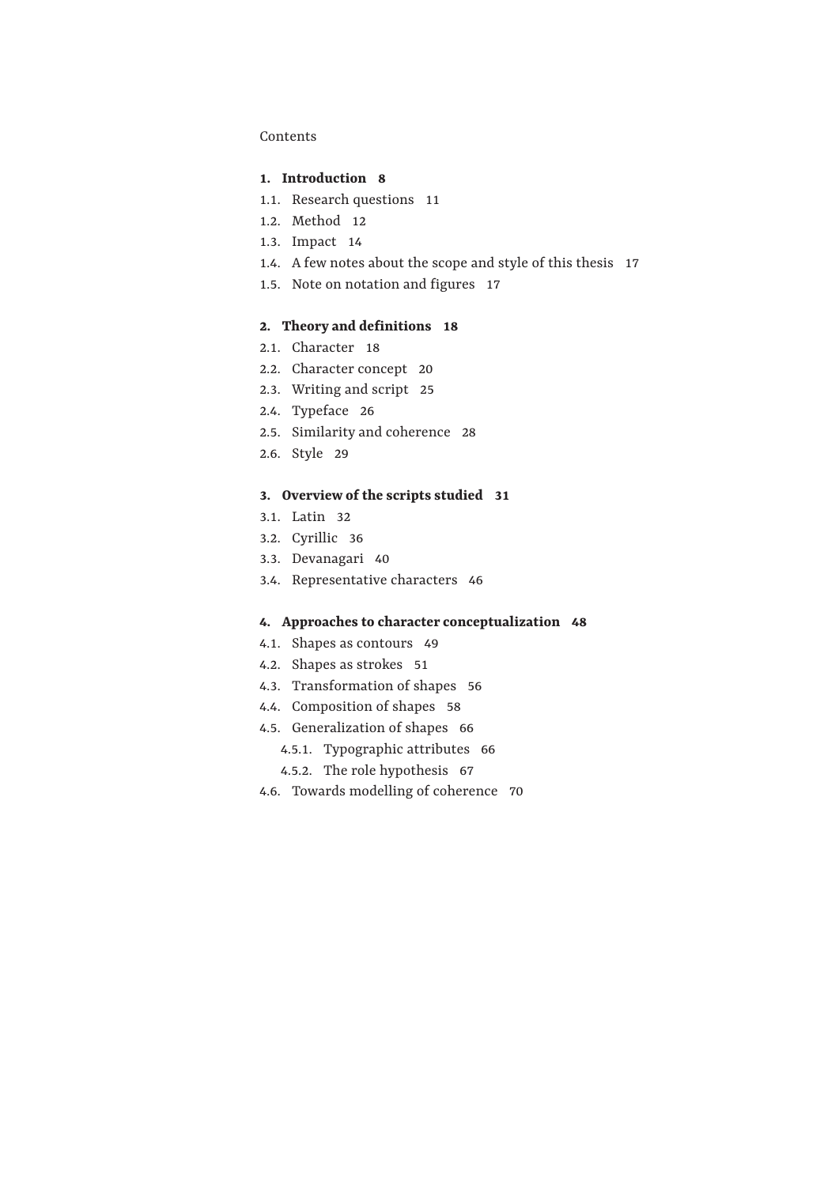Contents

**1. Introduction 8**

1.1. Research questions 11

1.2. Method 12

1.3. Impact 14

1.4. A few notes about the scope and style of this thesis 17

1.5. Note on notation and figures 17

**2. Theory and definitions 18**

2.1. Character 18

2.2. Character concept 20

2.3. Writing and script 25

2.4. Typeface 26

2.5. Similarity and coherence 28

2.6. Style 29

**3. Overview of the scripts studied 31**

3.1. Latin 32

3.2. Cyrillic 36

3.3. Devanagari 40

3.4. Representative characters 46

**4. Approaches to character conceptualization 48**

4.1. Shapes as contours 49

4.2. Shapes as strokes 51

4.3. Transformation of shapes 56

4.4. Composition of shapes 58

4.5. Generalization of shapes 66

- 4.5.1. Typographic attributes 66
- 4.5.2. The role hypothesis 67

4.6. Towards modelling of coherence 70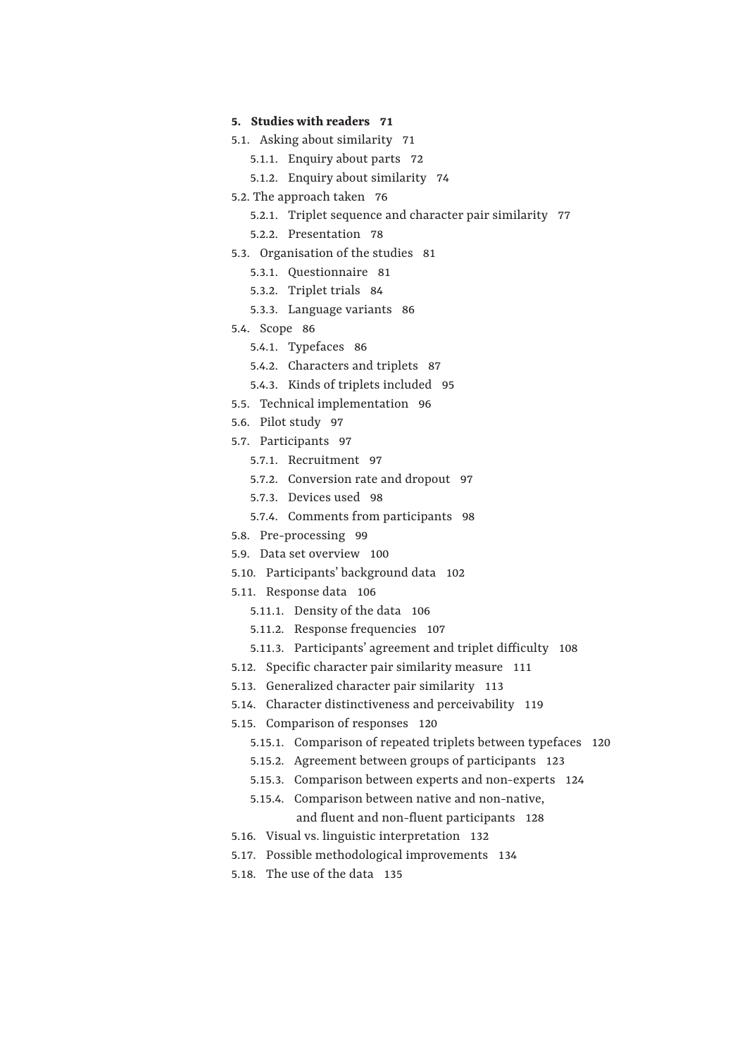**5. Studies with readers 71**

- 5.1. Asking about similarity 71
  - 5.1.1. Enquiry about parts 72
  - 5.1.2. Enquiry about similarity 74
- 5.2. The approach taken 76
  - 5.2.1. Triplet sequence and character pair similarity 77
  - 5.2.2. Presentation 78
- 5.3. Organisation of the studies 81
  - 5.3.1. Questionnaire 81
  - 5.3.2. Triplet trials 84
  - 5.3.3. Language variants 86
- 5.4. Scope 86
  - 5.4.1. Typefaces 86
  - 5.4.2. Characters and triplets 87
  - 5.4.3. Kinds of triplets included 95
- 5.5. Technical implementation 96
- 5.6. Pilot study 97
- 5.7. Participants 97
  - 5.7.1. Recruitment 97
  - 5.7.2. Conversion rate and dropout 97
  - 5.7.3. Devices used 98
  - 5.7.4. Comments from participants 98
- 5.8. Pre-processing 99
- 5.9. Data set overview 100
- 5.10. Participants' background data 102
- 5.11. Response data 106
  - 5.11.1. Density of the data 106
  - 5.11.2. Response frequencies 107
  - 5.11.3. Participants' agreement and triplet difficulty 108
- 5.12. Specific character pair similarity measure 111
- 5.13. Generalized character pair similarity 113
- 5.14. Character distinctiveness and perceivability 119
- 5.15. Comparison of responses 120
  - 5.15.1. Comparison of repeated triplets between typefaces 120
  - 5.15.2. Agreement between groups of participants 123
  - 5.15.3. Comparison between experts and non-experts 124
  - 5.15.4. Comparison between native and non-native, and fluent and non-fluent participants 128
- 5.16. Visual vs. linguistic interpretation 132
- 5.17. Possible methodological improvements 134
- 5.18. The use of the data 135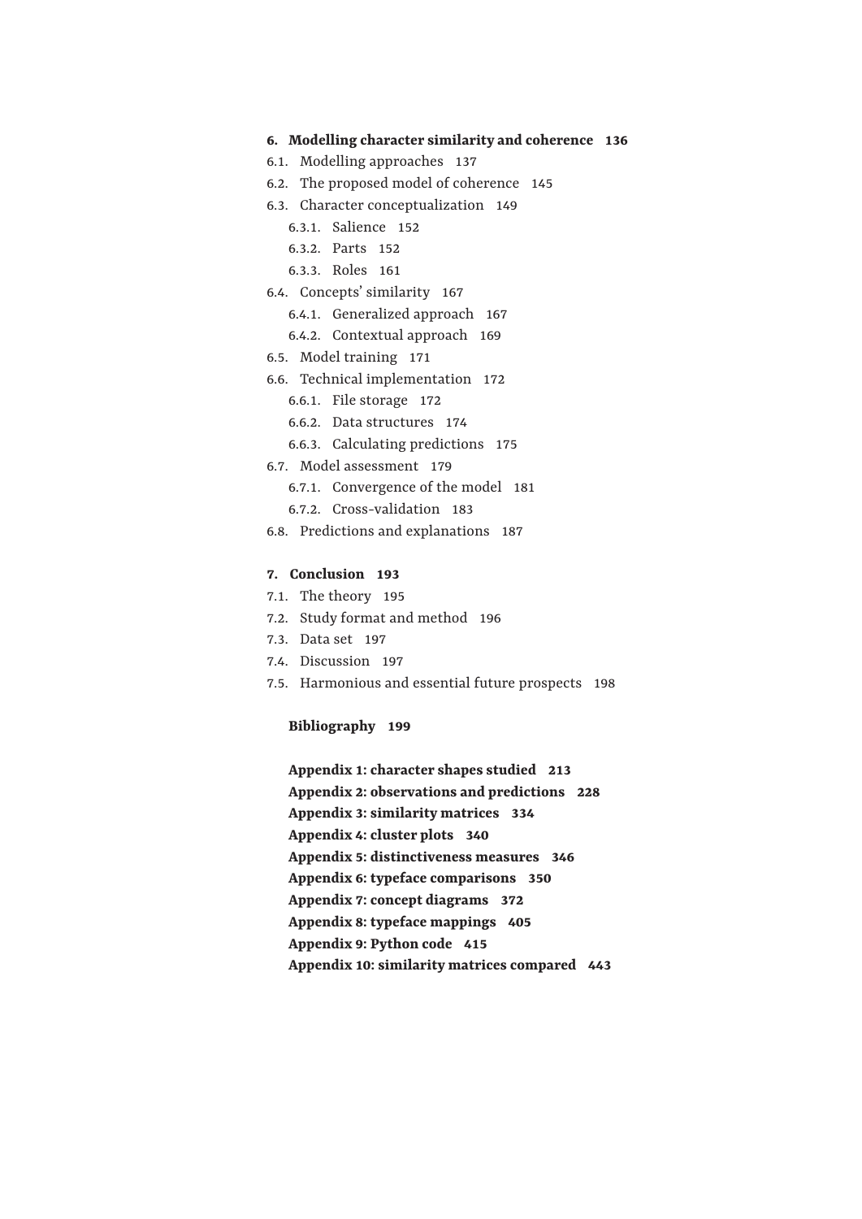**6. Modelling character similarity and coherence 136**

6.1. Modelling approaches 137

6.2. The proposed model of coherence 145

6.3. Character conceptualization 149

- 6.3.1. Salience 152
- 6.3.2. Parts 152
- 6.3.3. Roles 161

6.4. Concepts' similarity 167

- 6.4.1. Generalized approach 167
- 6.4.2. Contextual approach 169

6.5. Model training 171

6.6. Technical implementation 172

- 6.6.1. File storage 172
- 6.6.2. Data structures 174
- 6.6.3. Calculating predictions 175

6.7. Model assessment 179

- 6.7.1. Convergence of the model 181
- 6.7.2. Cross-validation 183

6.8. Predictions and explanations 187

**7. Conclusion 193**

7.1. The theory 195

7.2. Study format and method 196

7.3. Data set 197

7.4. Discussion 197

7.5. Harmonious and essential future prospects 198

**Bibliography 199**

**Appendix 1: character shapes studied 213**

**Appendix 2: observations and predictions 228**

**Appendix 3: similarity matrices 334**

**Appendix 4: cluster plots 340**

**Appendix 5: distinctiveness measures 346**

**Appendix 6: typeface comparisons 350**

**Appendix 7: concept diagrams 372**

**Appendix 8: typeface mappings 405**

**Appendix 9: Python code 415**

**Appendix 10: similarity matrices compared 443**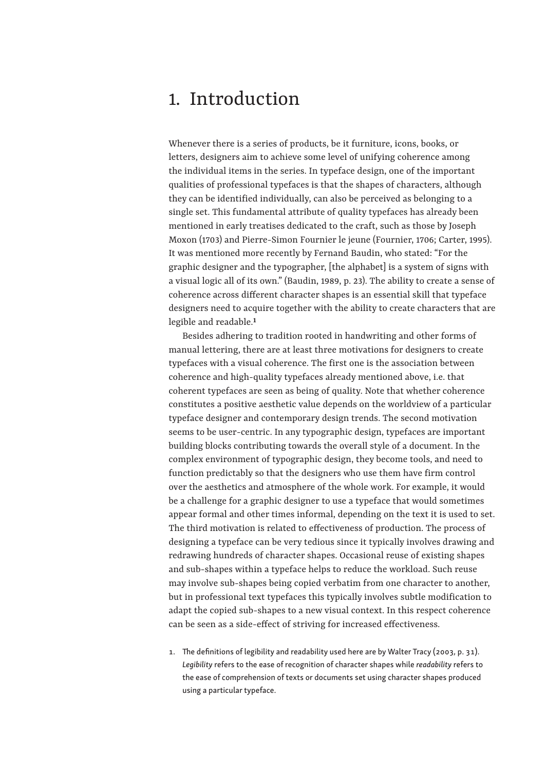# 1. Introduction

Whenever there is a series of products, be it furniture, icons, books, or letters, designers aim to achieve some level of unifying coherence among the individual items in the series. In typeface design, one of the important qualities of professional typefaces is that the shapes of characters, although they can be identified individually, can also be perceived as belonging to a single set. This fundamental attribute of quality typefaces has already been mentioned in early treatises dedicated to the craft, such as those by Joseph Moxon (1703) and Pierre-Simon Fournier le jeune (Fournier, 1706; Carter, 1995). It was mentioned more recently by Fernand Baudin, who stated: “For the graphic designer and the typographer, [the alphabet] is a system of signs with a visual logic all of its own.” (Baudin, 1989, p. 23). The ability to create a sense of coherence across different character shapes is an essential skill that typeface designers need to acquire together with the ability to create characters that are legible and readable.[1]

Besides adhering to tradition rooted in handwriting and other forms of manual lettering, there are at least three motivations for designers to create typefaces with a visual coherence. The first one is the association between coherence and high-quality typefaces already mentioned above, i.e. that coherent typefaces are seen as being of quality. Note that whether coherence constitutes a positive aesthetic value depends on the worldview of a particular typeface designer and contemporary design trends. The second motivation seems to be user-centric. In any typographic design, typefaces are important building blocks contributing towards the overall style of a document. In the complex environment of typographic design, they become tools, and need to function predictably so that the designers who use them have firm control over the aesthetics and atmosphere of the whole work. For example, it would be a challenge for a graphic designer to use a typeface that would sometimes appear formal and other times informal, depending on the text it is used to set. The third motivation is related to effectiveness of production. The process of designing a typeface can be very tedious since it typically involves drawing and redrawing hundreds of character shapes. Occasional reuse of existing shapes and sub-shapes within a typeface helps to reduce the workload. Such reuse may involve sub-shapes being copied verbatim from one character to another, but in professional text typefaces this typically involves subtle modification to adapt the copied sub-shapes to a new visual context. In this respect coherence can be seen as a side-effect of striving for increased effectiveness.

1. The definitions of legibility and readability used here are by Walter Tracy (2003, p. 31). *Legibility* refers to the ease of recognition of character shapes while *readability* refers to the ease of comprehension of texts or documents set using character shapes produced using a particular typeface.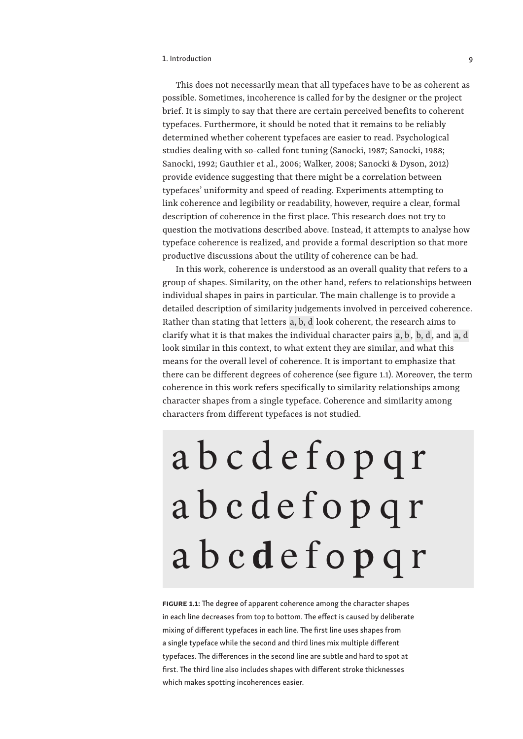This does not necessarily mean that all typefaces have to be as coherent as possible. Sometimes, incoherence is called for by the designer or the project brief. It is simply to say that there are certain perceived benefits to coherent typefaces. Furthermore, it should be noted that it remains to be reliably determined whether coherent typefaces are easier to read. Psychological studies dealing with so-called font tuning (Sanocki, 1987; Sanocki, 1988; Sanocki, 1992; Gauthier et al., 2006; Walker, 2008; Sanocki & Dyson, 2012) provide evidence suggesting that there might be a correlation between typefaces' uniformity and speed of reading. Experiments attempting to link coherence and legibility or readability, however, require a clear, formal description of coherence in the first place. This research does not try to question the motivations described above. Instead, it attempts to analyse how typeface coherence is realized, and provide a formal description so that more productive discussions about the utility of coherence can be had.

In this work, coherence is understood as an overall quality that refers to a group of shapes. Similarity, on the other hand, refers to relationships between individual shapes in pairs in particular. The main challenge is to provide a detailed description of similarity judgements involved in perceived coherence. Rather than stating that letters a, b, d look coherent, the research aims to clarify what it is that makes the individual character pairs a, b, b, d, and a, d look similar in this context, to what extent they are similar, and what this means for the overall level of coherence. It is important to emphasize that there can be different degrees of coherence (see figure 1.1). Moreover, the term coherence in this work refers specifically to similarity relationships among character shapes from a single typeface. Coherence and similarity among characters from different typefaces is not studied.

a b c d e f o p q r

a b c d e f o p q r

a b c **d** e f o **p** q r

**FIGURE 1.1:** The degree of apparent coherence among the character shapes in each line decreases from top to bottom. The effect is caused by deliberate mixing of different typefaces in each line. The first line uses shapes from a single typeface while the second and third lines mix multiple different typefaces. The differences in the second line are subtle and hard to spot at first. The third line also includes shapes with different stroke thicknesses which makes spotting incoherences easier.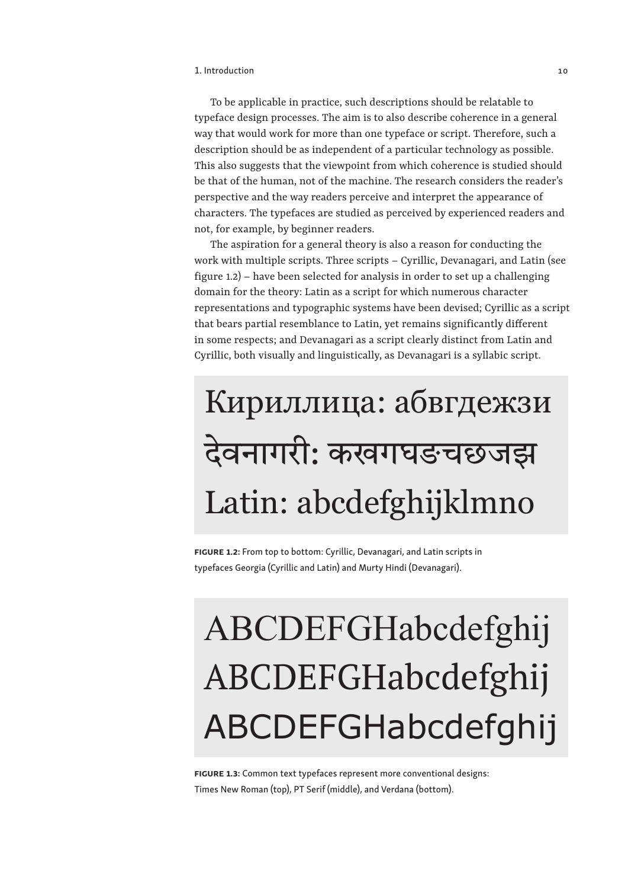To be applicable in practice, such descriptions should be relatable to typeface design processes. The aim is to also describe coherence in a general way that would work for more than one typeface or script. Therefore, such a description should be as independent of a particular technology as possible. This also suggests that the viewpoint from which coherence is studied should be that of the human, not of the machine. The research considers the reader's perspective and the way readers perceive and interpret the appearance of characters. The typefaces are studied as perceived by experienced readers and not, for example, by beginner readers.

The aspiration for a general theory is also a reason for conducting the work with multiple scripts. Three scripts – Cyrillic, Devanagari, and Latin (see figure 1.2) – have been selected for analysis in order to set up a challenging domain for the theory: Latin as a script for which numerous character representations and typographic systems have been devised; Cyrillic as a script that bears partial resemblance to Latin, yet remains significantly different in some respects; and Devanagari as a script clearly distinct from Latin and Cyrillic, both visually and linguistically, as Devanagari is a syllabic script.

Кириллица: абвгдежзи

देवनागरी: कखगघङचछजझ

Latin: abcdefghijklmno

**FIGURE 1.2:** From top to bottom: Cyrillic, Devanagari, and Latin scripts in typefaces Georgia (Cyrillic and Latin) and Murty Hindi (Devanagari).

ABCDEFGHabcdefghij

ABCDEFGHabcdefghij

ABCDEFGHabcdefghij

**FIGURE 1.3:** Common text typefaces represent more conventional designs: Times New Roman (top), PT Serif (middle), and Verdana (bottom).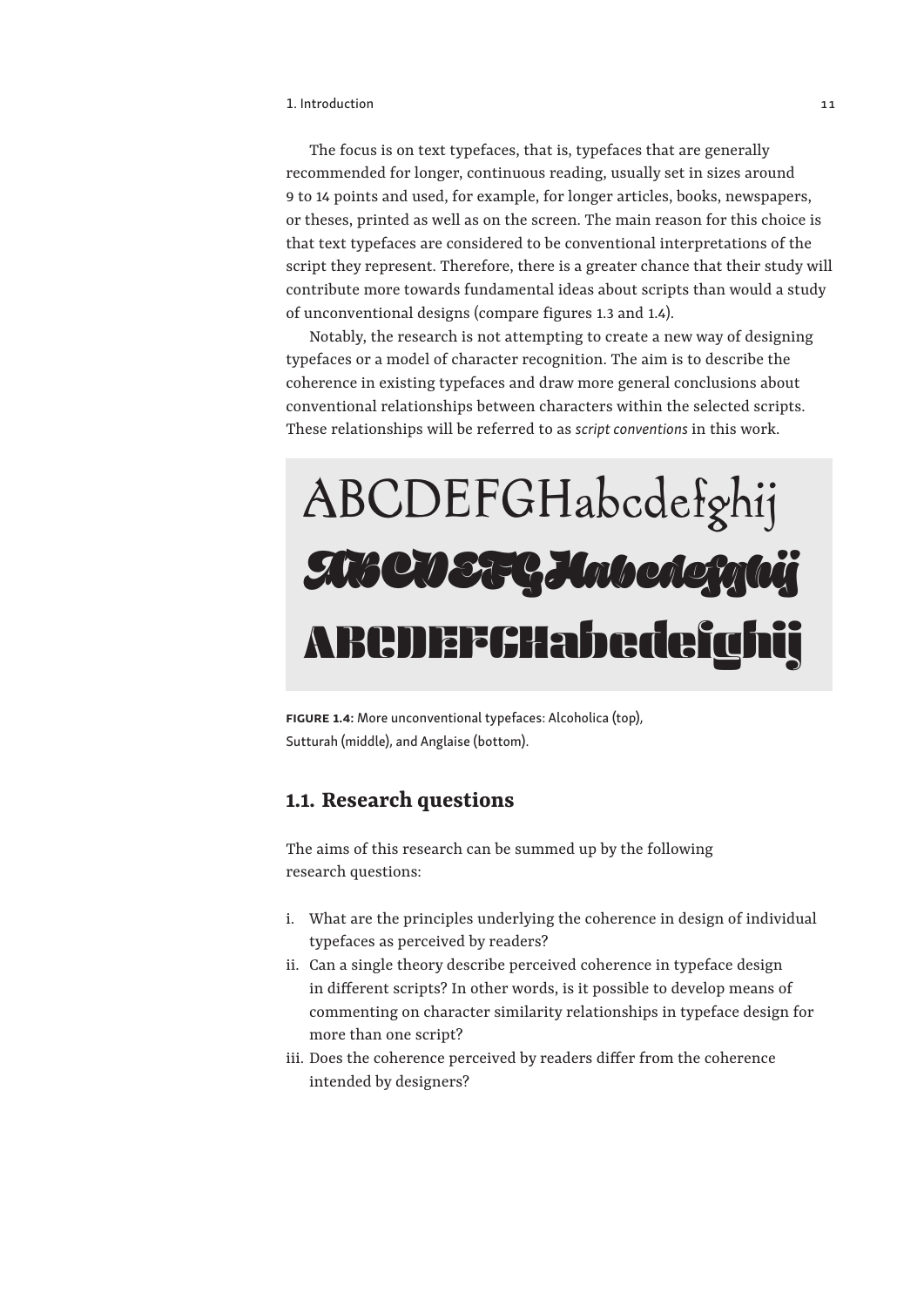The focus is on text typefaces, that is, typefaces that are generally recommended for longer, continuous reading, usually set in sizes around 9 to 14 points and used, for example, for longer articles, books, newspapers, or theses, printed as well as on the screen. The main reason for this choice is that text typefaces are considered to be conventional interpretations of the script they represent. Therefore, there is a greater chance that their study will contribute more towards fundamental ideas about scripts than would a study of unconventional designs (compare figures 1.3 and 1.4).

Notably, the research is not attempting to create a new way of designing typefaces or a model of character recognition. The aim is to describe the coherence in existing typefaces and draw more general conclusions about conventional relationships between characters within the selected scripts. These relationships will be referred to as *script conventions* in this work.

**FIGURE 1.4:** More unconventional typefaces: Alcoholica (top), Sutturah (middle), and Anglaise (bottom).

## 1.1. Research questions

The aims of this research can be summed up by the following research questions:

i. What are the principles underlying the coherence in design of individual typefaces as perceived by readers?
ii. Can a single theory describe perceived coherence in typeface design in different scripts? In other words, is it possible to develop means of commenting on character similarity relationships in typeface design for more than one script?
iii. Does the coherence perceived by readers differ from the coherence intended by designers?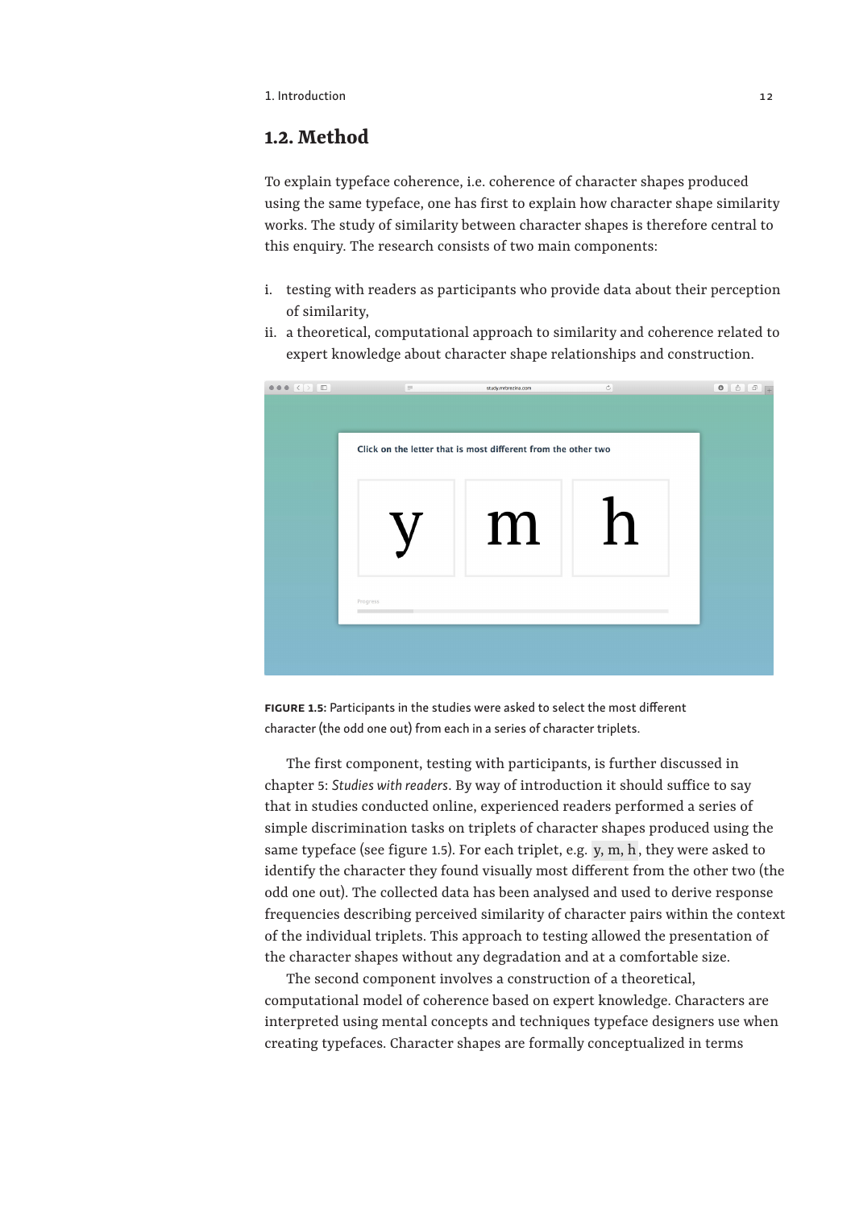## 1.2. Method

To explain typeface coherence, i.e. coherence of character shapes produced using the same typeface, one has first to explain how character shape similarity works. The study of similarity between character shapes is therefore central to this enquiry. The research consists of two main components:

i. testing with readers as participants who provide data about their perception of similarity,
ii. a theoretical, computational approach to similarity and coherence related to expert knowledge about character shape relationships and construction.

**FIGURE 1.5:** Participants in the studies were asked to select the most different character (the odd one out) from each in a series of character triplets.

The first component, testing with participants, is further discussed in chapter 5: *Studies with readers*. By way of introduction it should suffice to say that in studies conducted online, experienced readers performed a series of simple discrimination tasks on triplets of character shapes produced using the same typeface (see figure 1.5). For each triplet, e.g. y, m, h, they were asked to identify the character they found visually most different from the other two (the odd one out). The collected data has been analysed and used to derive response frequencies describing perceived similarity of character pairs within the context of the individual triplets. This approach to testing allowed the presentation of the character shapes without any degradation and at a comfortable size.

The second component involves a construction of a theoretical, computational model of coherence based on expert knowledge. Characters are interpreted using mental concepts and techniques typeface designers use when creating typefaces. Character shapes are formally conceptualized in terms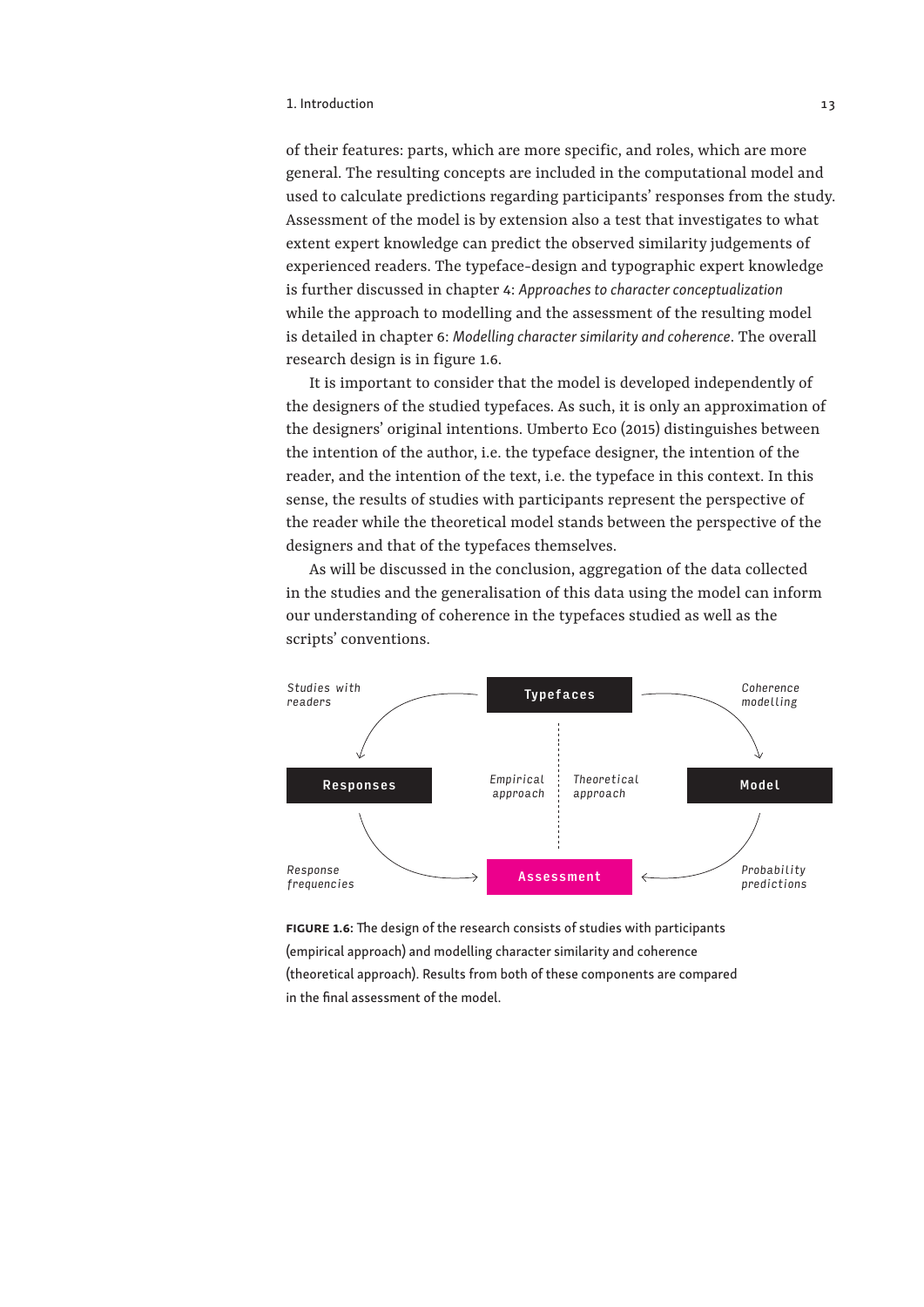of their features: parts, which are more specific, and roles, which are more general. The resulting concepts are included in the computational model and used to calculate predictions regarding participants' responses from the study. Assessment of the model is by extension also a test that investigates to what extent expert knowledge can predict the observed similarity judgements of experienced readers. The typeface-design and typographic expert knowledge is further discussed in chapter 4: *Approaches to character conceptualization* while the approach to modelling and the assessment of the resulting model is detailed in chapter 6: *Modelling character similarity and coherence*. The overall research design is in figure 1.6.

It is important to consider that the model is developed independently of the designers of the studied typefaces. As such, it is only an approximation of the designers' original intentions. Umberto Eco (2015) distinguishes between the intention of the author, i.e. the typeface designer, the intention of the reader, and the intention of the text, i.e. the typeface in this context. In this sense, the results of studies with participants represent the perspective of the reader while the theoretical model stands between the perspective of the designers and that of the typefaces themselves.

As will be discussed in the conclusion, aggregation of the data collected in the studies and the generalisation of this data using the model can inform our understanding of coherence in the typefaces studied as well as the scripts' conventions.

*Studies with readers* — **Typefaces** — *Coherence modelling*

**Responses** — *Empirical approach* — *Theoretical approach* — **Model**

*Response frequencies* — **Assessment** — *Probability predictions*

**FIGURE 1.6:** The design of the research consists of studies with participants (empirical approach) and modelling character similarity and coherence (theoretical approach). Results from both of these components are compared in the final assessment of the model.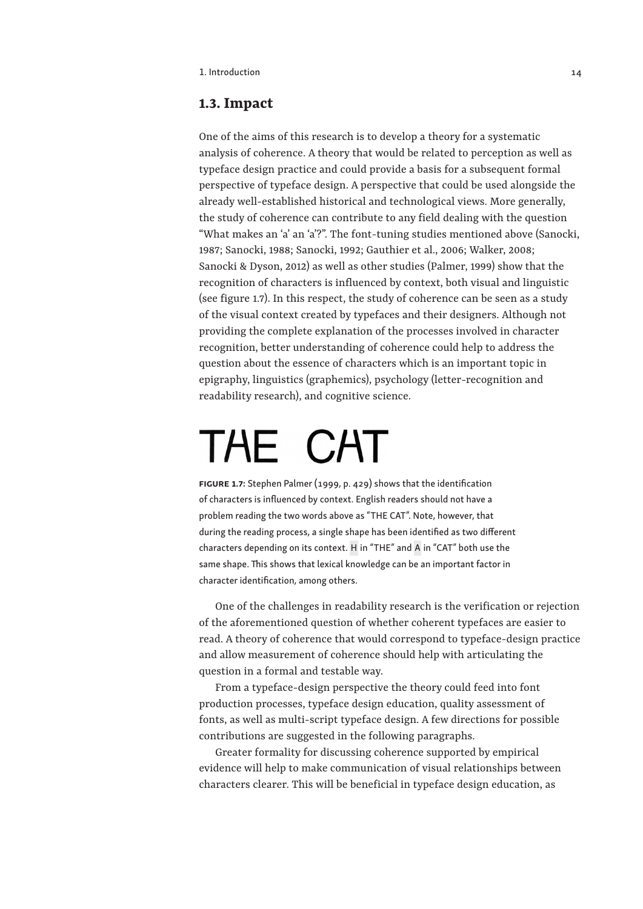## 1.3. Impact

One of the aims of this research is to develop a theory for a systematic analysis of coherence. A theory that would be related to perception as well as typeface design practice and could provide a basis for a subsequent formal perspective of typeface design. A perspective that could be used alongside the already well-established historical and technological views. More generally, the study of coherence can contribute to any field dealing with the question "What makes an 'a' an 'a'?". The font-tuning studies mentioned above (Sanocki, 1987; Sanocki, 1988; Sanocki, 1992; Gauthier et al., 2006; Walker, 2008; Sanocki & Dyson, 2012) as well as other studies (Palmer, 1999) show that the recognition of characters is influenced by context, both visual and linguistic (see figure 1.7). In this respect, the study of coherence can be seen as a study of the visual context created by typefaces and their designers. Although not providing the complete explanation of the processes involved in character recognition, better understanding of coherence could help to address the question about the essence of characters which is an important topic in epigraphy, linguistics (graphemics), psychology (letter-recognition and readability research), and cognitive science.

THE CAT

**FIGURE 1.7:** Stephen Palmer (1999, p. 429) shows that the identification of characters is influenced by context. English readers should not have a problem reading the two words above as "THE CAT". Note, however, that during the reading process, a single shape has been identified as two different characters depending on its context. H in "THE" and A in "CAT" both use the same shape. This shows that lexical knowledge can be an important factor in character identification, among others.

One of the challenges in readability research is the verification or rejection of the aforementioned question of whether coherent typefaces are easier to read. A theory of coherence that would correspond to typeface-design practice and allow measurement of coherence should help with articulating the question in a formal and testable way.

From a typeface-design perspective the theory could feed into font production processes, typeface design education, quality assessment of fonts, as well as multi-script typeface design. A few directions for possible contributions are suggested in the following paragraphs.

Greater formality for discussing coherence supported by empirical evidence will help to make communication of visual relationships between characters clearer. This will be beneficial in typeface design education, as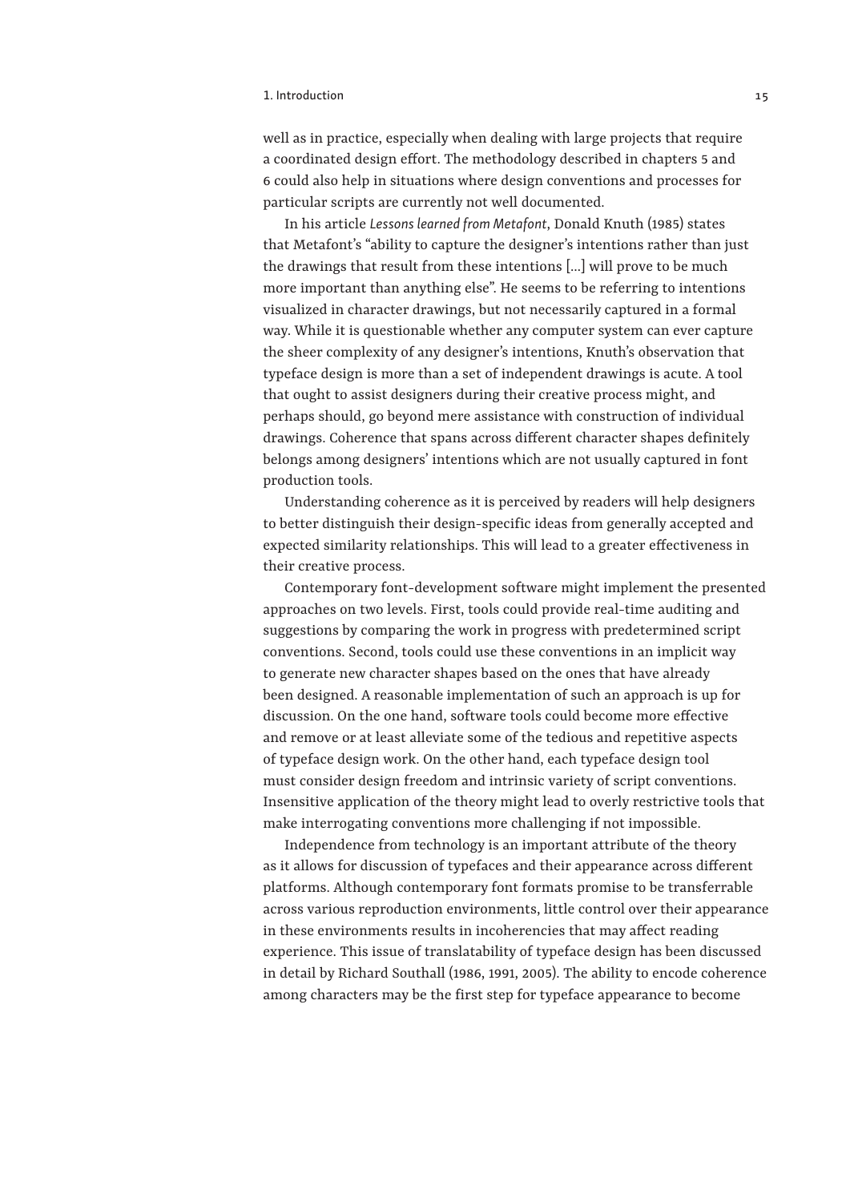well as in practice, especially when dealing with large projects that require a coordinated design effort. The methodology described in chapters 5 and 6 could also help in situations where design conventions and processes for particular scripts are currently not well documented.

In his article *Lessons learned from Metafont*, Donald Knuth (1985) states that Metafont's "ability to capture the designer's intentions rather than just the drawings that result from these intentions […] will prove to be much more important than anything else". He seems to be referring to intentions visualized in character drawings, but not necessarily captured in a formal way. While it is questionable whether any computer system can ever capture the sheer complexity of any designer's intentions, Knuth's observation that typeface design is more than a set of independent drawings is acute. A tool that ought to assist designers during their creative process might, and perhaps should, go beyond mere assistance with construction of individual drawings. Coherence that spans across different character shapes definitely belongs among designers' intentions which are not usually captured in font production tools.

Understanding coherence as it is perceived by readers will help designers to better distinguish their design-specific ideas from generally accepted and expected similarity relationships. This will lead to a greater effectiveness in their creative process.

Contemporary font-development software might implement the presented approaches on two levels. First, tools could provide real-time auditing and suggestions by comparing the work in progress with predetermined script conventions. Second, tools could use these conventions in an implicit way to generate new character shapes based on the ones that have already been designed. A reasonable implementation of such an approach is up for discussion. On the one hand, software tools could become more effective and remove or at least alleviate some of the tedious and repetitive aspects of typeface design work. On the other hand, each typeface design tool must consider design freedom and intrinsic variety of script conventions. Insensitive application of the theory might lead to overly restrictive tools that make interrogating conventions more challenging if not impossible.

Independence from technology is an important attribute of the theory as it allows for discussion of typefaces and their appearance across different platforms. Although contemporary font formats promise to be transferrable across various reproduction environments, little control over their appearance in these environments results in incoherencies that may affect reading experience. This issue of translatability of typeface design has been discussed in detail by Richard Southall (1986, 1991, 2005). The ability to encode coherence among characters may be the first step for typeface appearance to become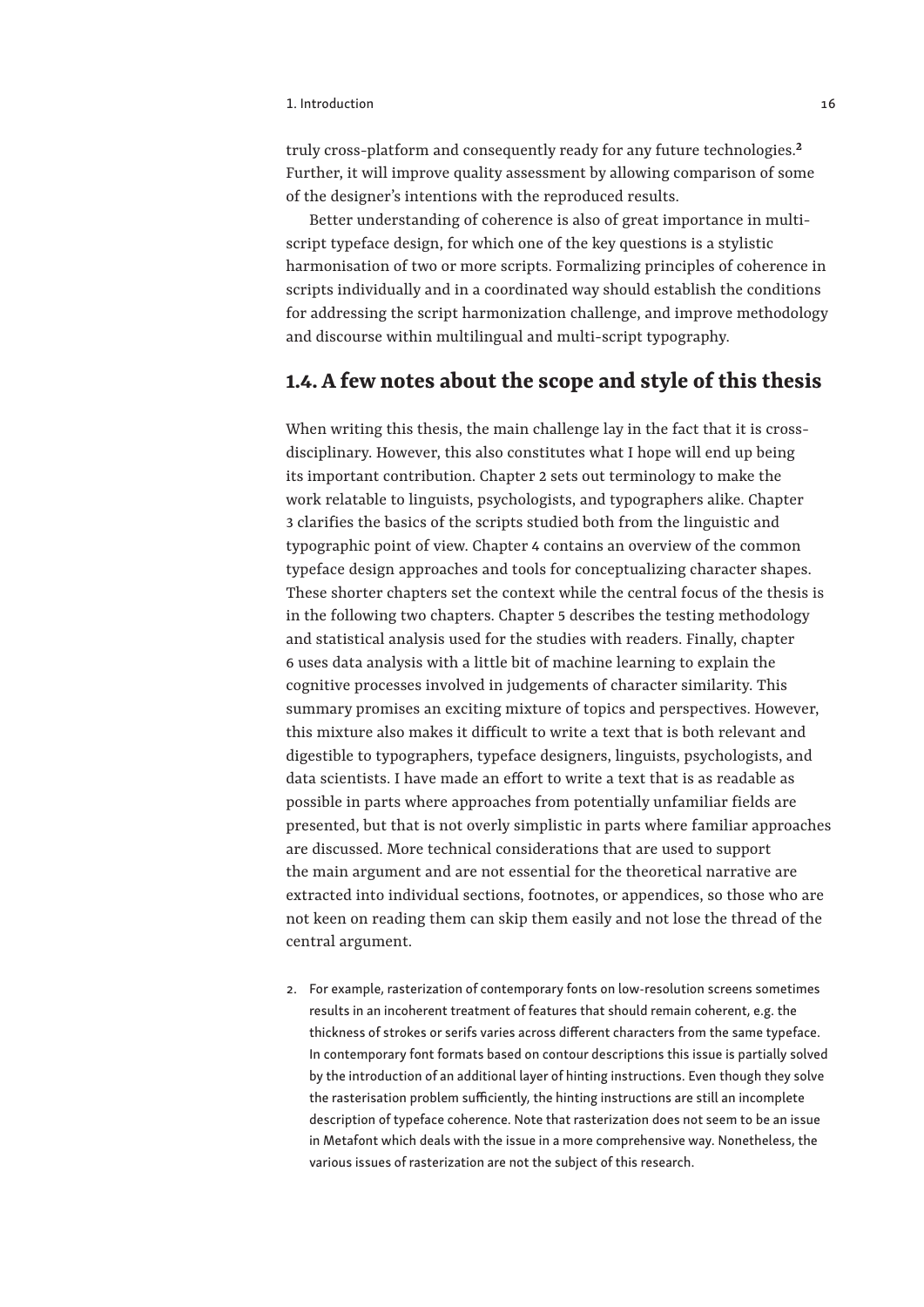truly cross-platform and consequently ready for any future technologies.[2] Further, it will improve quality assessment by allowing comparison of some of the designer's intentions with the reproduced results.

Better understanding of coherence is also of great importance in multi-script typeface design, for which one of the key questions is a stylistic harmonisation of two or more scripts. Formalizing principles of coherence in scripts individually and in a coordinated way should establish the conditions for addressing the script harmonization challenge, and improve methodology and discourse within multilingual and multi-script typography.

## 1.4. A few notes about the scope and style of this thesis

When writing this thesis, the main challenge lay in the fact that it is cross-disciplinary. However, this also constitutes what I hope will end up being its important contribution. Chapter 2 sets out terminology to make the work relatable to linguists, psychologists, and typographers alike. Chapter 3 clarifies the basics of the scripts studied both from the linguistic and typographic point of view. Chapter 4 contains an overview of the common typeface design approaches and tools for conceptualizing character shapes. These shorter chapters set the context while the central focus of the thesis is in the following two chapters. Chapter 5 describes the testing methodology and statistical analysis used for the studies with readers. Finally, chapter 6 uses data analysis with a little bit of machine learning to explain the cognitive processes involved in judgements of character similarity. This summary promises an exciting mixture of topics and perspectives. However, this mixture also makes it difficult to write a text that is both relevant and digestible to typographers, typeface designers, linguists, psychologists, and data scientists. I have made an effort to write a text that is as readable as possible in parts where approaches from potentially unfamiliar fields are presented, but that is not overly simplistic in parts where familiar approaches are discussed. More technical considerations that are used to support the main argument and are not essential for the theoretical narrative are extracted into individual sections, footnotes, or appendices, so those who are not keen on reading them can skip them easily and not lose the thread of the central argument.

2. For example, rasterization of contemporary fonts on low-resolution screens sometimes results in an incoherent treatment of features that should remain coherent, e.g. the thickness of strokes or serifs varies across different characters from the same typeface. In contemporary font formats based on contour descriptions this issue is partially solved by the introduction of an additional layer of hinting instructions. Even though they solve the rasterisation problem sufficiently, the hinting instructions are still an incomplete description of typeface coherence. Note that rasterization does not seem to be an issue in Metafont which deals with the issue in a more comprehensive way. Nonetheless, the various issues of rasterization are not the subject of this research.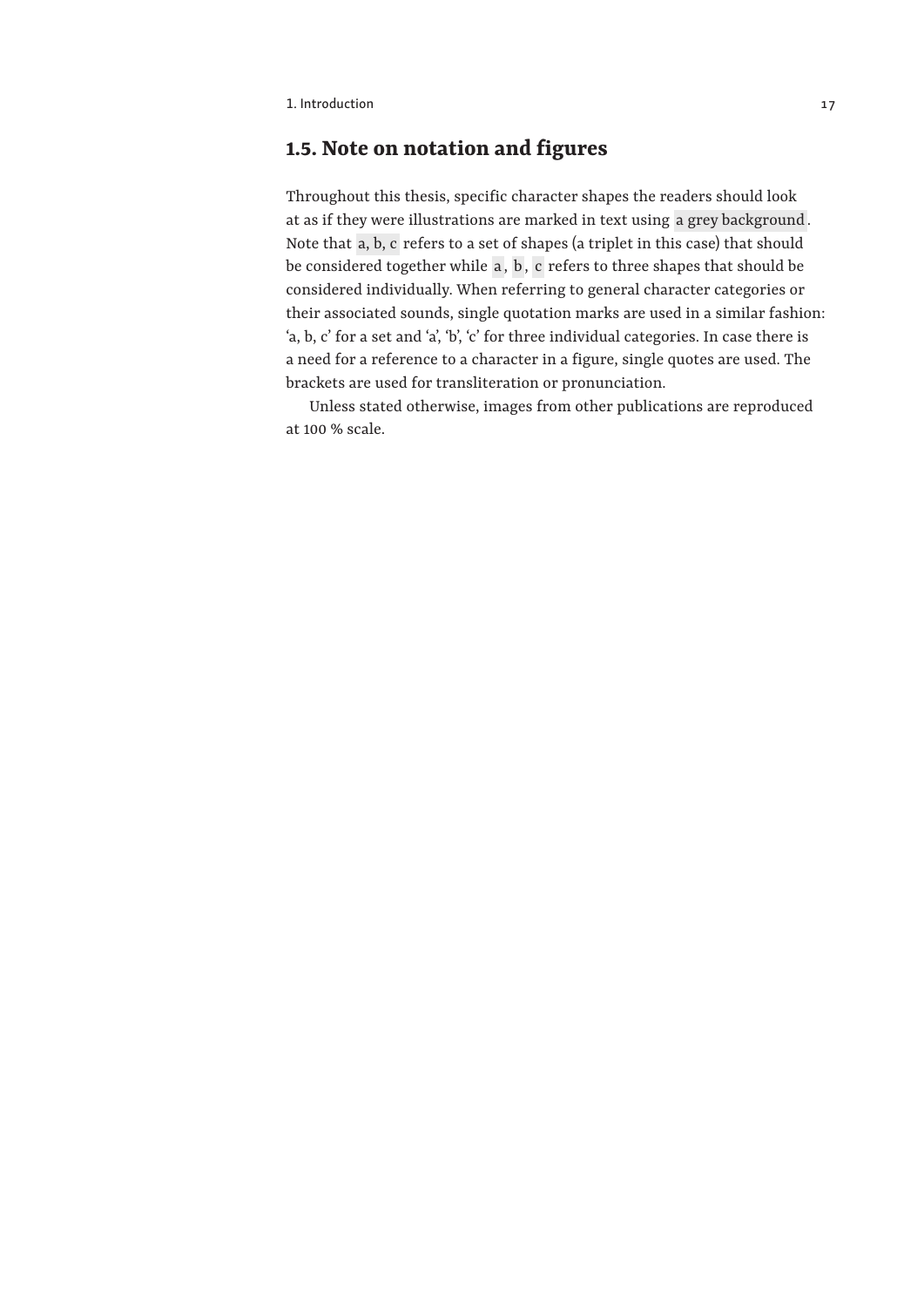## 1.5. Note on notation and figures

Throughout this thesis, specific character shapes the readers should look at as if they were illustrations are marked in text using a grey background. Note that a, b, c refers to a set of shapes (a triplet in this case) that should be considered together while a, b, c refers to three shapes that should be considered individually. When referring to general character categories or their associated sounds, single quotation marks are used in a similar fashion: 'a, b, c' for a set and 'a', 'b', 'c' for three individual categories. In case there is a need for a reference to a character in a figure, single quotes are used. The brackets are used for transliteration or pronunciation.

Unless stated otherwise, images from other publications are reproduced at 100 % scale.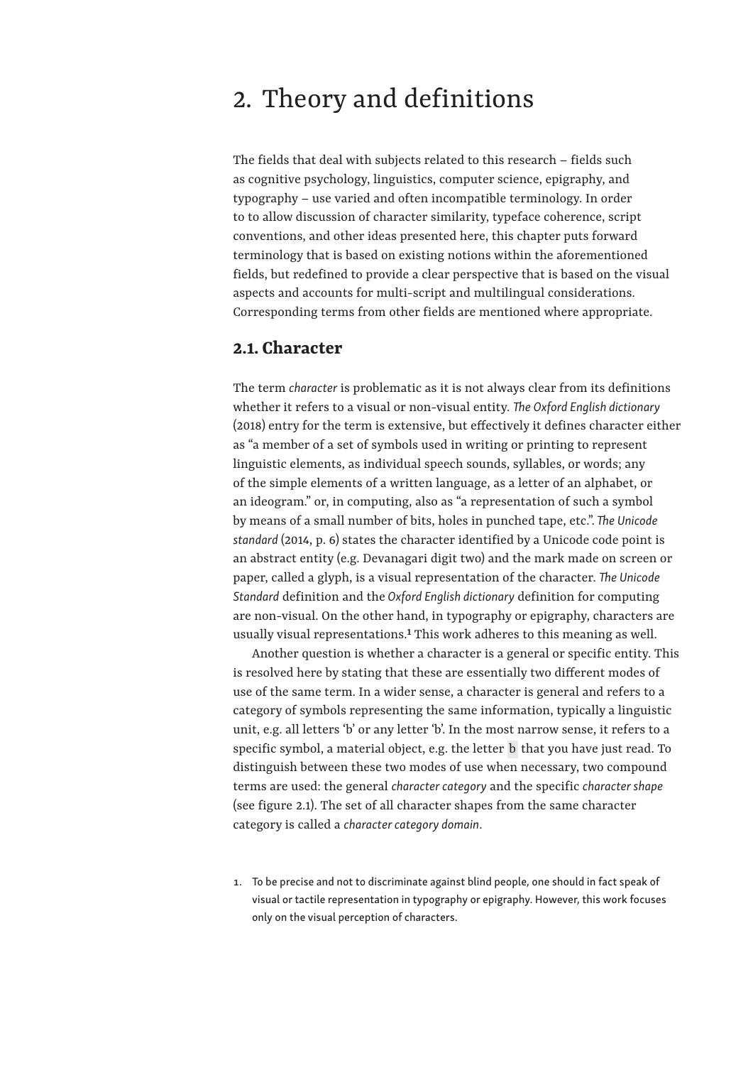# 2. Theory and definitions

The fields that deal with subjects related to this research – fields such as cognitive psychology, linguistics, computer science, epigraphy, and typography – use varied and often incompatible terminology. In order to to allow discussion of character similarity, typeface coherence, script conventions, and other ideas presented here, this chapter puts forward terminology that is based on existing notions within the aforementioned fields, but redefined to provide a clear perspective that is based on the visual aspects and accounts for multi-script and multilingual considerations. Corresponding terms from other fields are mentioned where appropriate.

## 2.1. Character

The term *character* is problematic as it is not always clear from its definitions whether it refers to a visual or non-visual entity. *The Oxford English dictionary* (2018) entry for the term is extensive, but effectively it defines character either as "a member of a set of symbols used in writing or printing to represent linguistic elements, as individual speech sounds, syllables, or words; any of the simple elements of a written language, as a letter of an alphabet, or an ideogram." or, in computing, also as "a representation of such a symbol by means of a small number of bits, holes in punched tape, etc.". *The Unicode standard* (2014, p. 6) states the character identified by a Unicode code point is an abstract entity (e.g. Devanagari digit two) and the mark made on screen or paper, called a glyph, is a visual representation of the character. *The Unicode Standard* definition and the *Oxford English dictionary* definition for computing are non-visual. On the other hand, in typography or epigraphy, characters are usually visual representations.[1] This work adheres to this meaning as well.

Another question is whether a character is a general or specific entity. This is resolved here by stating that these are essentially two different modes of use of the same term. In a wider sense, a character is general and refers to a category of symbols representing the same information, typically a linguistic unit, e.g. all letters 'b' or any letter 'b'. In the most narrow sense, it refers to a specific symbol, a material object, e.g. the letter b that you have just read. To distinguish between these two modes of use when necessary, two compound terms are used: the general *character category* and the specific *character shape* (see figure 2.1). The set of all character shapes from the same character category is called a *character category domain*.

1. To be precise and not to discriminate against blind people, one should in fact speak of visual or tactile representation in typography or epigraphy. However, this work focuses only on the visual perception of characters.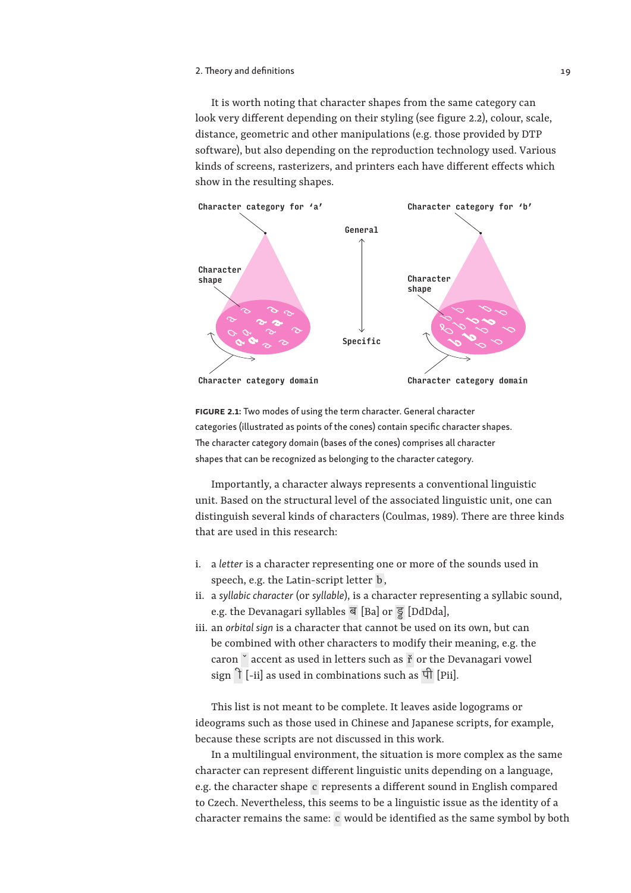It is worth noting that character shapes from the same category can look very different depending on their styling (see figure 2.2), colour, scale, distance, geometric and other manipulations (e.g. those provided by DTP software), but also depending on the reproduction technology used. Various kinds of screens, rasterizers, and printers each have different effects which show in the resulting shapes.

Character category for 'a' — General — Character category for 'b'

Character shape — Specific — Character shape

Character category domain — Character category domain

**FIGURE 2.1:** Two modes of using the term character. General character categories (illustrated as points of the cones) contain specific character shapes. The character category domain (bases of the cones) comprises all character shapes that can be recognized as belonging to the character category.

Importantly, a character always represents a conventional linguistic unit. Based on the structural level of the associated linguistic unit, one can distinguish several kinds of characters (Coulmas, 1989). There are three kinds that are used in this research:

i. a *letter* is a character representing one or more of the sounds used in speech, e.g. the Latin-script letter b,
ii. a *syllabic character* (or *syllable*), is a character representing a syllabic sound, e.g. the Devanagari syllables ब [Ba] or ड्ड [DdDda],
iii. an *orbital sign* is a character that cannot be used on its own, but can be combined with other characters to modify their meaning, e.g. the caron ˇ accent as used in letters such as ř or the Devanagari vowel sign ी [-ii] as used in combinations such as पी [Pii].

This list is not meant to be complete. It leaves aside logograms or ideograms such as those used in Chinese and Japanese scripts, for example, because these scripts are not discussed in this work.

In a multilingual environment, the situation is more complex as the same character can represent different linguistic units depending on a language, e.g. the character shape c represents a different sound in English compared to Czech. Nevertheless, this seems to be a linguistic issue as the identity of a character remains the same: c would be identified as the same symbol by both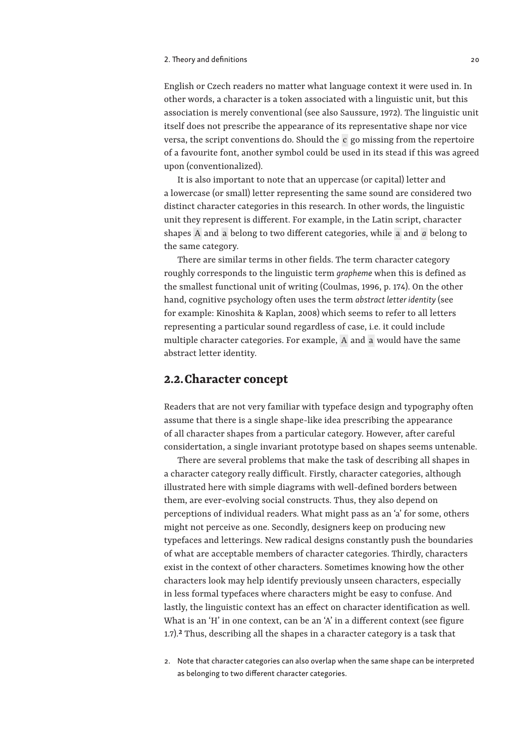English or Czech readers no matter what language context it were used in. In other words, a character is a token associated with a linguistic unit, but this association is merely conventional (see also Saussure, 1972). The linguistic unit itself does not prescribe the appearance of its representative shape nor vice versa, the script conventions do. Should the c go missing from the repertoire of a favourite font, another symbol could be used in its stead if this was agreed upon (conventionalized).

It is also important to note that an uppercase (or capital) letter and a lowercase (or small) letter representing the same sound are considered two distinct character categories in this research. In other words, the linguistic unit they represent is different. For example, in the Latin script, character shapes A and a belong to two different categories, while a and *a* belong to the same category.

There are similar terms in other fields. The term character category roughly corresponds to the linguistic term *grapheme* when this is defined as the smallest functional unit of writing (Coulmas, 1996, p. 174). On the other hand, cognitive psychology often uses the term *abstract letter identity* (see for example: Kinoshita & Kaplan, 2008) which seems to refer to all letters representing a particular sound regardless of case, i.e. it could include multiple character categories. For example, A and a would have the same abstract letter identity.

## 2.2. Character concept

Readers that are not very familiar with typeface design and typography often assume that there is a single shape-like idea prescribing the appearance of all character shapes from a particular category. However, after careful considertation, a single invariant prototype based on shapes seems untenable.

There are several problems that make the task of describing all shapes in a character category really difficult. Firstly, character categories, although illustrated here with simple diagrams with well-defined borders between them, are ever-evolving social constructs. Thus, they also depend on perceptions of individual readers. What might pass as an 'a' for some, others might not perceive as one. Secondly, designers keep on producing new typefaces and letterings. New radical designs constantly push the boundaries of what are acceptable members of character categories. Thirdly, characters exist in the context of other characters. Sometimes knowing how the other characters look may help identify previously unseen characters, especially in less formal typefaces where characters might be easy to confuse. And lastly, the linguistic context has an effect on character identification as well. What is an 'H' in one context, can be an 'A' in a different context (see figure 1.7).[2] Thus, describing all the shapes in a character category is a task that

2. Note that character categories can also overlap when the same shape can be interpreted as belonging to two different character categories.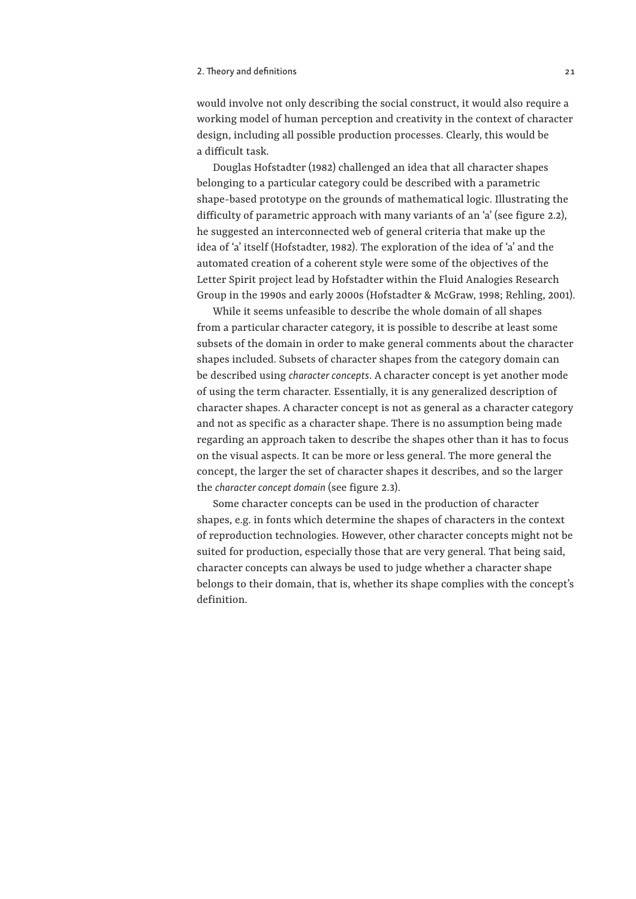would involve not only describing the social construct, it would also require a working model of human perception and creativity in the context of character design, including all possible production processes. Clearly, this would be a difficult task.

Douglas Hofstadter (1982) challenged an idea that all character shapes belonging to a particular category could be described with a parametric shape-based prototype on the grounds of mathematical logic. Illustrating the difficulty of parametric approach with many variants of an 'a' (see figure 2.2), he suggested an interconnected web of general criteria that make up the idea of 'a' itself (Hofstadter, 1982). The exploration of the idea of 'a' and the automated creation of a coherent style were some of the objectives of the Letter Spirit project lead by Hofstadter within the Fluid Analogies Research Group in the 1990s and early 2000s (Hofstadter & McGraw, 1998; Rehling, 2001).

While it seems unfeasible to describe the whole domain of all shapes from a particular character category, it is possible to describe at least some subsets of the domain in order to make general comments about the character shapes included. Subsets of character shapes from the category domain can be described using *character concepts*. A character concept is yet another mode of using the term character. Essentially, it is any generalized description of character shapes. A character concept is not as general as a character category and not as specific as a character shape. There is no assumption being made regarding an approach taken to describe the shapes other than it has to focus on the visual aspects. It can be more or less general. The more general the concept, the larger the set of character shapes it describes, and so the larger the *character concept domain* (see figure 2.3).

Some character concepts can be used in the production of character shapes, e.g. in fonts which determine the shapes of characters in the context of reproduction technologies. However, other character concepts might not be suited for production, especially those that are very general. That being said, character concepts can always be used to judge whether a character shape belongs to their domain, that is, whether its shape complies with the concept's definition.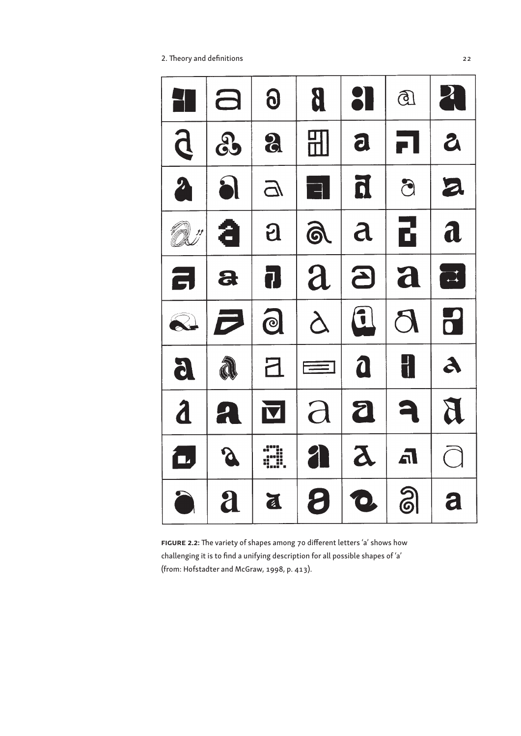**FIGURE 2.2:** The variety of shapes among 70 different letters 'a' shows how challenging it is to find a unifying description for all possible shapes of 'a' (from: Hofstadter and McGraw, 1998, p. 413).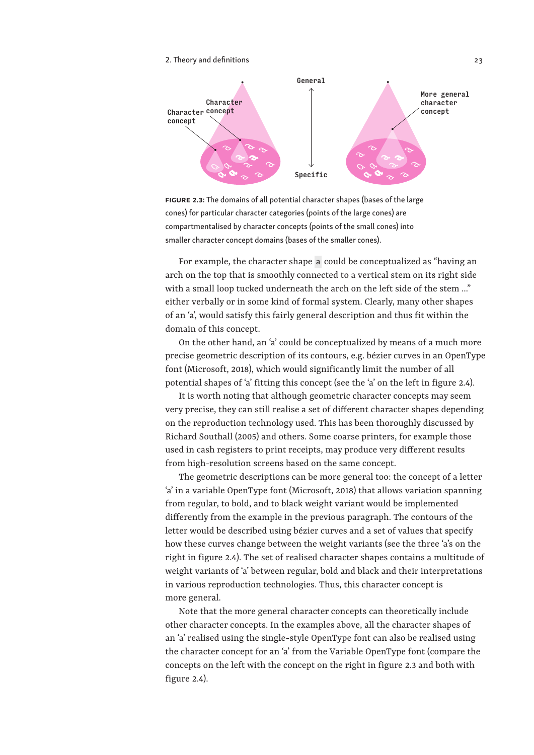**FIGURE 2.3:** The domains of all potential character shapes (bases of the large cones) for particular character categories (points of the large cones) are compartmentalised by character concepts (points of the small cones) into smaller character concept domains (bases of the smaller cones).

For example, the character shape a could be conceptualized as "having an arch on the top that is smoothly connected to a vertical stem on its right side with a small loop tucked underneath the arch on the left side of the stem ..." either verbally or in some kind of formal system. Clearly, many other shapes of an 'a', would satisfy this fairly general description and thus fit within the domain of this concept.

On the other hand, an 'a' could be conceptualized by means of a much more precise geometric description of its contours, e.g. bézier curves in an OpenType font (Microsoft, 2018), which would significantly limit the number of all potential shapes of 'a' fitting this concept (see the 'a' on the left in figure 2.4).

It is worth noting that although geometric character concepts may seem very precise, they can still realise a set of different character shapes depending on the reproduction technology used. This has been thoroughly discussed by Richard Southall (2005) and others. Some coarse printers, for example those used in cash registers to print receipts, may produce very different results from high-resolution screens based on the same concept.

The geometric descriptions can be more general too: the concept of a letter 'a' in a variable OpenType font (Microsoft, 2018) that allows variation spanning from regular, to bold, and to black weight variant would be implemented differently from the example in the previous paragraph. The contours of the letter would be described using bézier curves and a set of values that specify how these curves change between the weight variants (see the three 'a's on the right in figure 2.4). The set of realised character shapes contains a multitude of weight variants of 'a' between regular, bold and black and their interpretations in various reproduction technologies. Thus, this character concept is more general.

Note that the more general character concepts can theoretically include other character concepts. In the examples above, all the character shapes of an 'a' realised using the single-style OpenType font can also be realised using the character concept for an 'a' from the Variable OpenType font (compare the concepts on the left with the concept on the right in figure 2.3 and both with figure 2.4).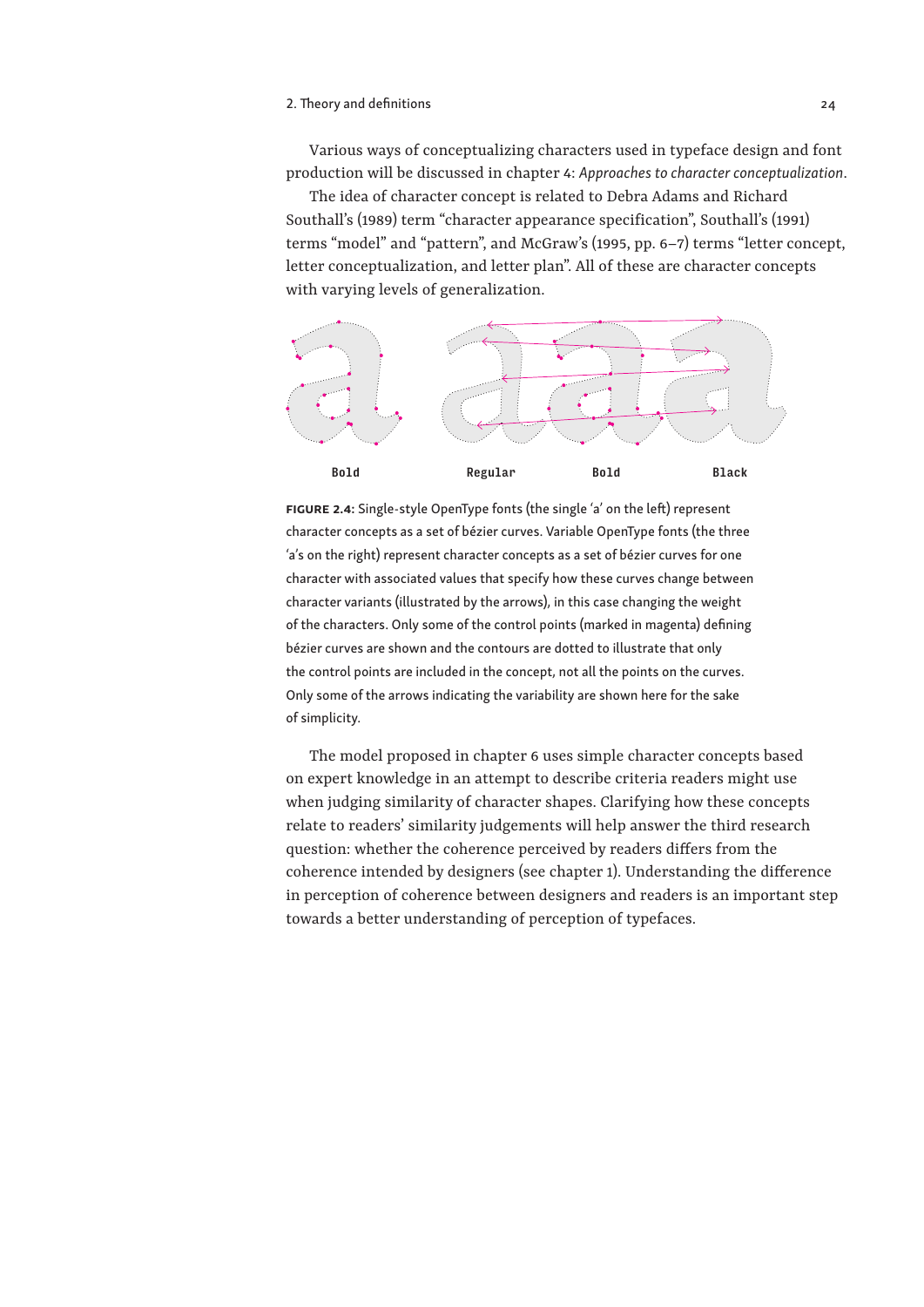Various ways of conceptualizing characters used in typeface design and font production will be discussed in chapter 4: *Approaches to character conceptualization*.

The idea of character concept is related to Debra Adams and Richard Southall's (1989) term "character appearance specification", Southall's (1991) terms "model" and "pattern", and McGraw's (1995, pp. 6–7) terms "letter concept, letter conceptualization, and letter plan". All of these are character concepts with varying levels of generalization.

Bold    Regular    Bold    Black

**FIGURE 2.4:** Single-style OpenType fonts (the single 'a' on the left) represent character concepts as a set of bézier curves. Variable OpenType fonts (the three 'a's on the right) represent character concepts as a set of bézier curves for one character with associated values that specify how these curves change between character variants (illustrated by the arrows), in this case changing the weight of the characters. Only some of the control points (marked in magenta) defining bézier curves are shown and the contours are dotted to illustrate that only the control points are included in the concept, not all the points on the curves. Only some of the arrows indicating the variability are shown here for the sake of simplicity.

The model proposed in chapter 6 uses simple character concepts based on expert knowledge in an attempt to describe criteria readers might use when judging similarity of character shapes. Clarifying how these concepts relate to readers' similarity judgements will help answer the third research question: whether the coherence perceived by readers differs from the coherence intended by designers (see chapter 1). Understanding the difference in perception of coherence between designers and readers is an important step towards a better understanding of perception of typefaces.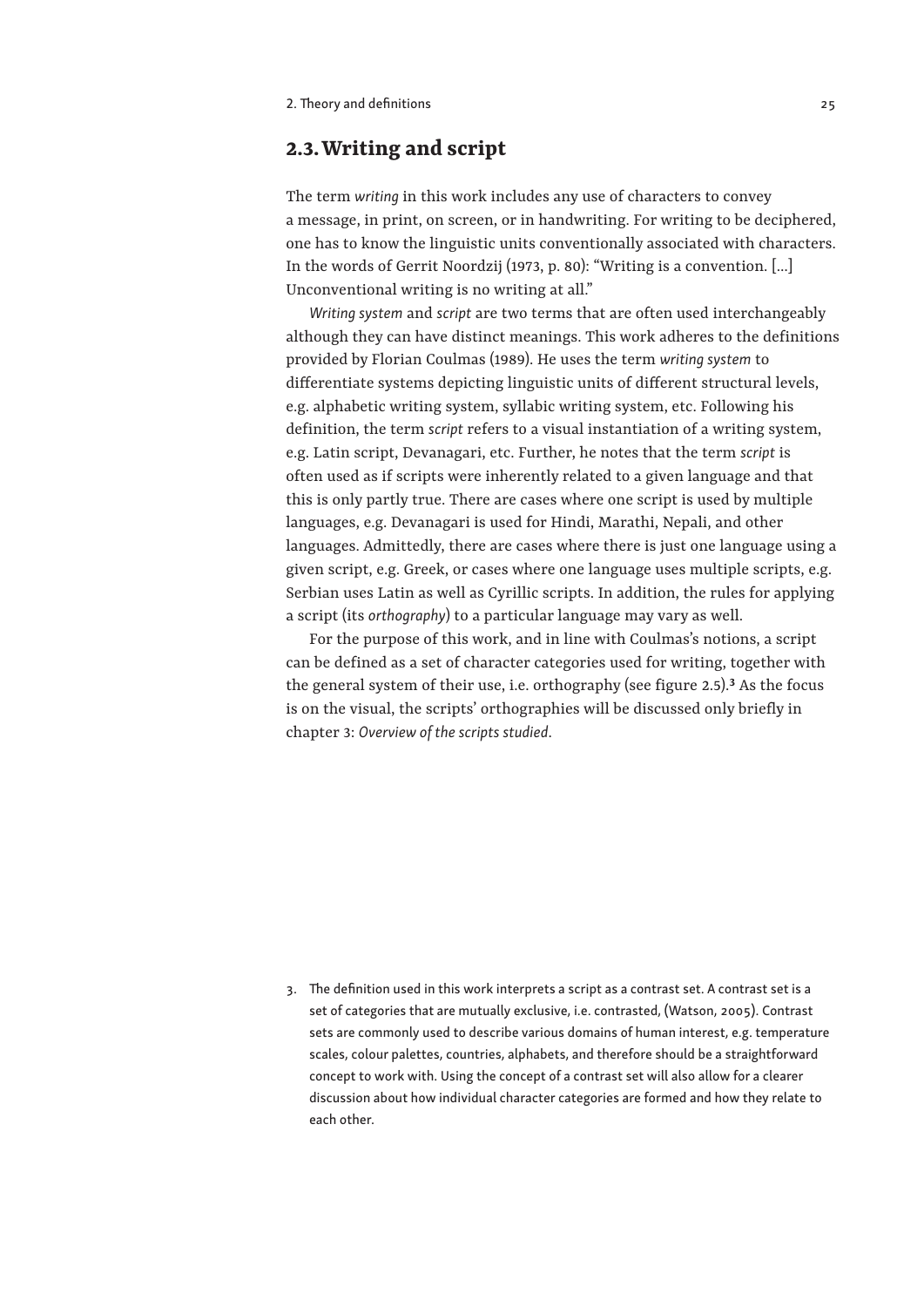## 2.3. Writing and script

The term *writing* in this work includes any use of characters to convey a message, in print, on screen, or in handwriting. For writing to be deciphered, one has to know the linguistic units conventionally associated with characters. In the words of Gerrit Noordzij (1973, p. 80): "Writing is a convention. […] Unconventional writing is no writing at all."

*Writing system* and *script* are two terms that are often used interchangeably although they can have distinct meanings. This work adheres to the definitions provided by Florian Coulmas (1989). He uses the term *writing system* to differentiate systems depicting linguistic units of different structural levels, e.g. alphabetic writing system, syllabic writing system, etc. Following his definition, the term *script* refers to a visual instantiation of a writing system, e.g. Latin script, Devanagari, etc. Further, he notes that the term *script* is often used as if scripts were inherently related to a given language and that this is only partly true. There are cases where one script is used by multiple languages, e.g. Devanagari is used for Hindi, Marathi, Nepali, and other languages. Admittedly, there are cases where there is just one language using a given script, e.g. Greek, or cases where one language uses multiple scripts, e.g. Serbian uses Latin as well as Cyrillic scripts. In addition, the rules for applying a script (its *orthography*) to a particular language may vary as well.

For the purpose of this work, and in line with Coulmas's notions, a script can be defined as a set of character categories used for writing, together with the general system of their use, i.e. orthography (see figure 2.5).[3] As the focus is on the visual, the scripts' orthographies will be discussed only briefly in chapter 3: *Overview of the scripts studied*.

3. The definition used in this work interprets a script as a contrast set. A contrast set is a set of categories that are mutually exclusive, i.e. contrasted, (Watson, 2005). Contrast sets are commonly used to describe various domains of human interest, e.g. temperature scales, colour palettes, countries, alphabets, and therefore should be a straightforward concept to work with. Using the concept of a contrast set will also allow for a clearer discussion about how individual character categories are formed and how they relate to each other.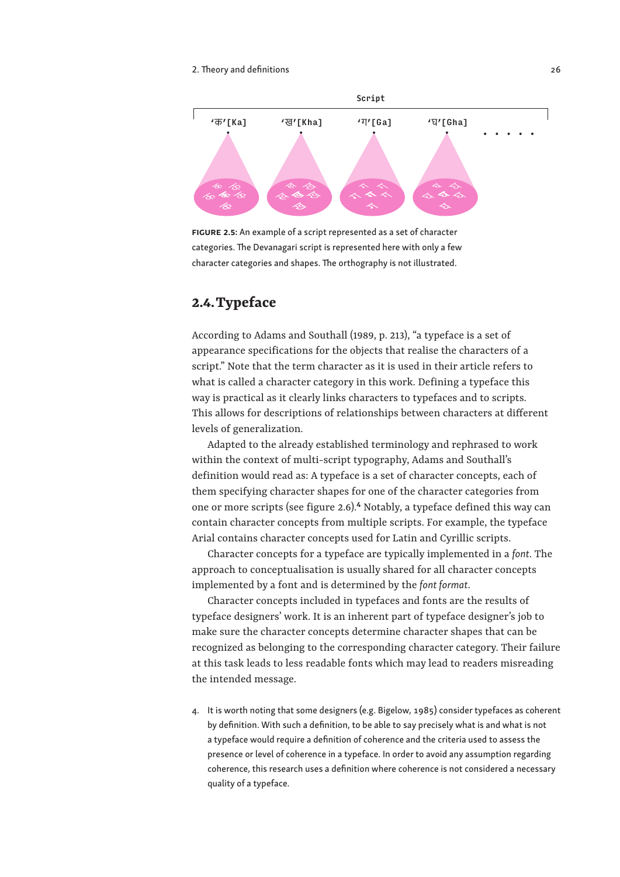Script

'क'[Ka] 'ख'[Kha] 'ग'[Ga] 'घ'[Gha] . . . . .

**FIGURE 2.5:** An example of a script represented as a set of character categories. The Devanagari script is represented here with only a few character categories and shapes. The orthography is not illustrated.

## 2.4. Typeface

According to Adams and Southall (1989, p. 213), "a typeface is a set of appearance specifications for the objects that realise the characters of a script." Note that the term character as it is used in their article refers to what is called a character category in this work. Defining a typeface this way is practical as it clearly links characters to typefaces and to scripts. This allows for descriptions of relationships between characters at different levels of generalization.

Adapted to the already established terminology and rephrased to work within the context of multi-script typography, Adams and Southall's definition would read as: A typeface is a set of character concepts, each of them specifying character shapes for one of the character categories from one or more scripts (see figure 2.6).[4] Notably, a typeface defined this way can contain character concepts from multiple scripts. For example, the typeface Arial contains character concepts used for Latin and Cyrillic scripts.

Character concepts for a typeface are typically implemented in a *font*. The approach to conceptualisation is usually shared for all character concepts implemented by a font and is determined by the *font format*.

Character concepts included in typefaces and fonts are the results of typeface designers' work. It is an inherent part of typeface designer's job to make sure the character concepts determine character shapes that can be recognized as belonging to the corresponding character category. Their failure at this task leads to less readable fonts which may lead to readers misreading the intended message.

4. It is worth noting that some designers (e.g. Bigelow, 1985) consider typefaces as coherent by definition. With such a definition, to be able to say precisely what is and what is not a typeface would require a definition of coherence and the criteria used to assess the presence or level of coherence in a typeface. In order to avoid any assumption regarding coherence, this research uses a definition where coherence is not considered a necessary quality of a typeface.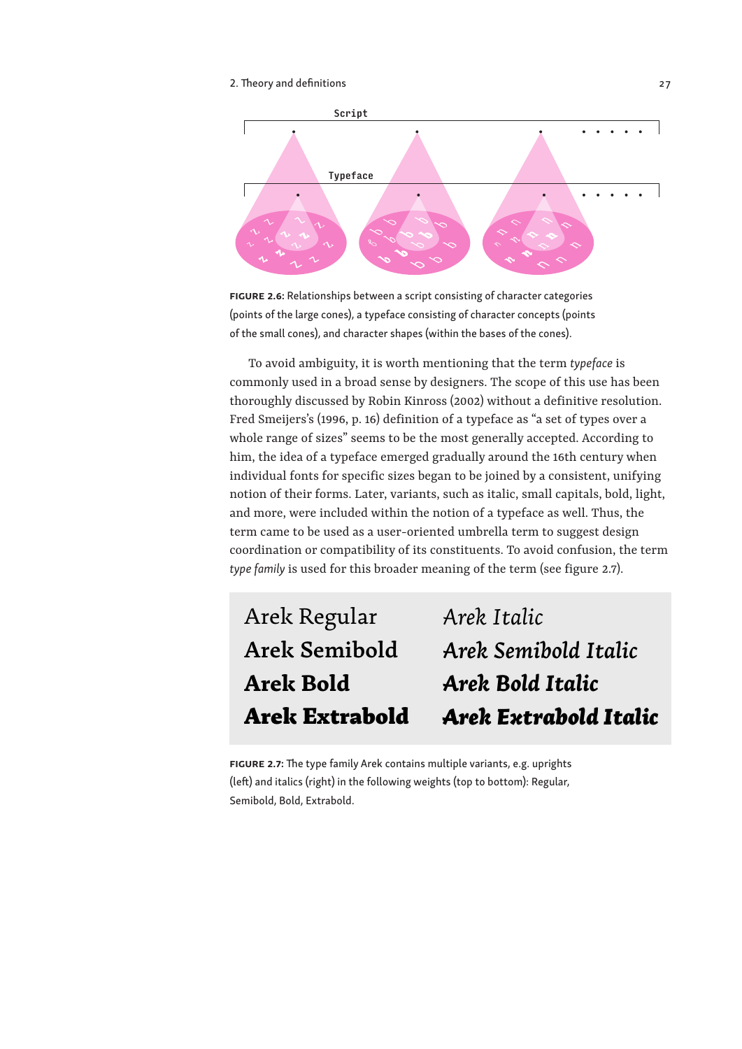**FIGURE 2.6:** Relationships between a script consisting of character categories (points of the large cones), a typeface consisting of character concepts (points of the small cones), and character shapes (within the bases of the cones).

To avoid ambiguity, it is worth mentioning that the term *typeface* is commonly used in a broad sense by designers. The scope of this use has been thoroughly discussed by Robin Kinross (2002) without a definitive resolution. Fred Smeijers's (1996, p. 16) definition of a typeface as "a set of types over a whole range of sizes" seems to be the most generally accepted. According to him, the idea of a typeface emerged gradually around the 16th century when individual fonts for specific sizes began to be joined by a consistent, unifying notion of their forms. Later, variants, such as italic, small capitals, bold, light, and more, were included within the notion of a typeface as well. Thus, the term came to be used as a user-oriented umbrella term to suggest design coordination or compatibility of its constituents. To avoid confusion, the term *type family* is used for this broader meaning of the term (see figure 2.7).

| Arek Regular | *Arek Italic* |
|---|---|
| Arek Semibold | *Arek Semibold Italic* |
| **Arek Bold** | ***Arek Bold Italic*** |
| **Arek Extrabold** | ***Arek Extrabold Italic*** |

**FIGURE 2.7:** The type family Arek contains multiple variants, e.g. uprights (left) and italics (right) in the following weights (top to bottom): Regular, Semibold, Bold, Extrabold.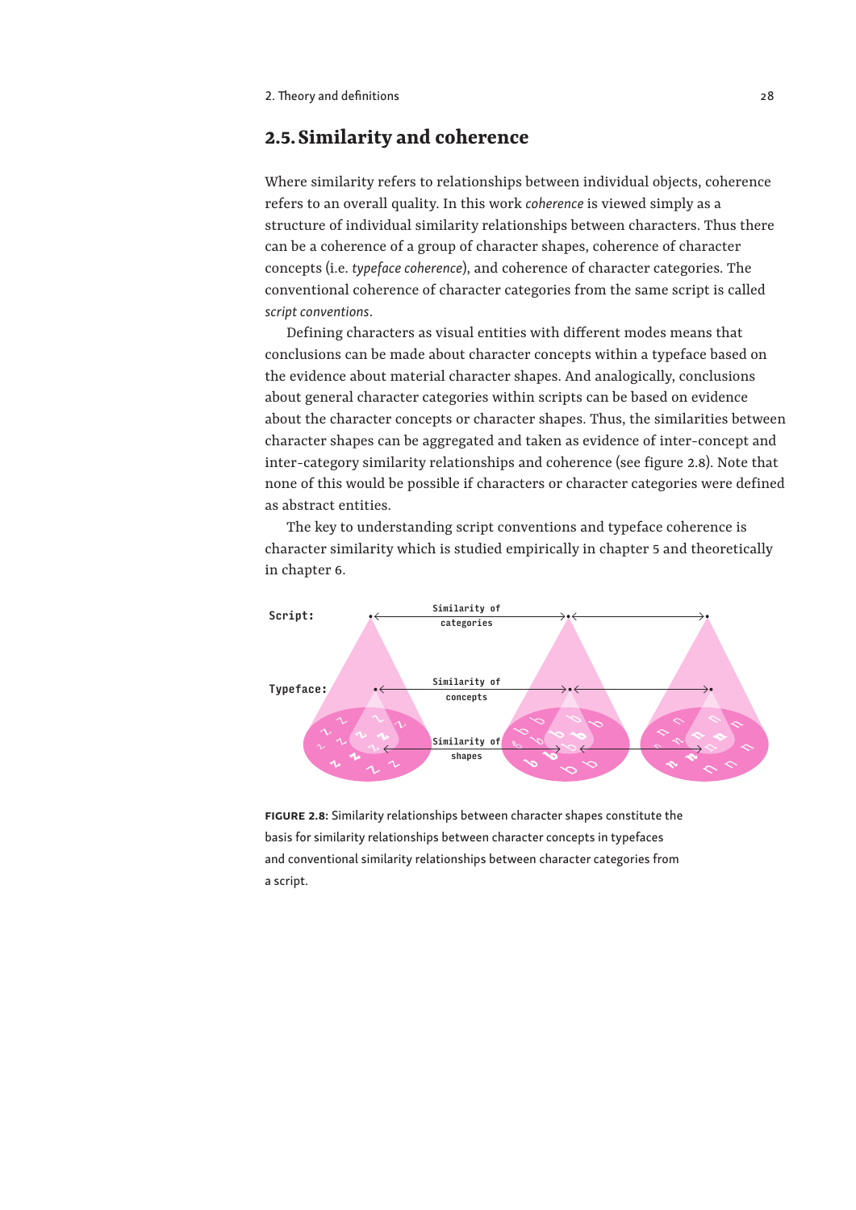## 2.5. Similarity and coherence

Where similarity refers to relationships between individual objects, coherence refers to an overall quality. In this work *coherence* is viewed simply as a structure of individual similarity relationships between characters. Thus there can be a coherence of a group of character shapes, coherence of character concepts (i.e. *typeface coherence*), and coherence of character categories. The conventional coherence of character categories from the same script is called *script conventions*.

Defining characters as visual entities with different modes means that conclusions can be made about character concepts within a typeface based on the evidence about material character shapes. And analogically, conclusions about general character categories within scripts can be based on evidence about the character concepts or character shapes. Thus, the similarities between character shapes can be aggregated and taken as evidence of inter-concept and inter-category similarity relationships and coherence (see figure 2.8). Note that none of this would be possible if characters or character categories were defined as abstract entities.

The key to understanding script conventions and typeface coherence is character similarity which is studied empirically in chapter 5 and theoretically in chapter 6.

**FIGURE 2.8:** Similarity relationships between character shapes constitute the basis for similarity relationships between character concepts in typefaces and conventional similarity relationships between character categories from a script.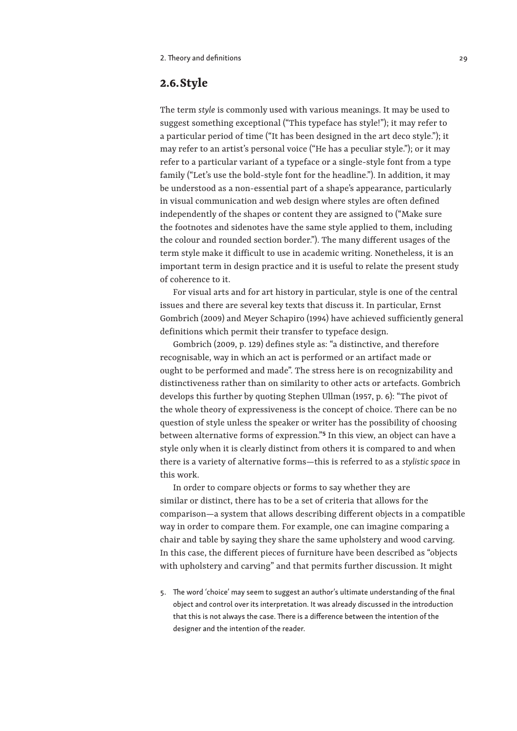## 2.6. Style

The term *style* is commonly used with various meanings. It may be used to suggest something exceptional ("This typeface has style!"); it may refer to a particular period of time ("It has been designed in the art deco style."); it may refer to an artist's personal voice ("He has a peculiar style."); or it may refer to a particular variant of a typeface or a single-style font from a type family ("Let's use the bold-style font for the headline."). In addition, it may be understood as a non-essential part of a shape's appearance, particularly in visual communication and web design where styles are often defined independently of the shapes or content they are assigned to ("Make sure the footnotes and sidenotes have the same style applied to them, including the colour and rounded section border."). The many different usages of the term style make it difficult to use in academic writing. Nonetheless, it is an important term in design practice and it is useful to relate the present study of coherence to it.

For visual arts and for art history in particular, style is one of the central issues and there are several key texts that discuss it. In particular, Ernst Gombrich (2009) and Meyer Schapiro (1994) have achieved sufficiently general definitions which permit their transfer to typeface design.

Gombrich (2009, p. 129) defines style as: "a distinctive, and therefore recognisable, way in which an act is performed or an artifact made or ought to be performed and made". The stress here is on recognizability and distinctiveness rather than on similarity to other acts or artefacts. Gombrich develops this further by quoting Stephen Ullman (1957, p. 6): "The pivot of the whole theory of expressiveness is the concept of choice. There can be no question of style unless the speaker or writer has the possibility of choosing between alternative forms of expression."[5] In this view, an object can have a style only when it is clearly distinct from others it is compared to and when there is a variety of alternative forms—this is referred to as a *stylistic space* in this work.

In order to compare objects or forms to say whether they are similar or distinct, there has to be a set of criteria that allows for the comparison—a system that allows describing different objects in a compatible way in order to compare them. For example, one can imagine comparing a chair and table by saying they share the same upholstery and wood carving. In this case, the different pieces of furniture have been described as "objects with upholstery and carving" and that permits further discussion. It might

5. The word 'choice' may seem to suggest an author's ultimate understanding of the final object and control over its interpretation. It was already discussed in the introduction that this is not always the case. There is a difference between the intention of the designer and the intention of the reader.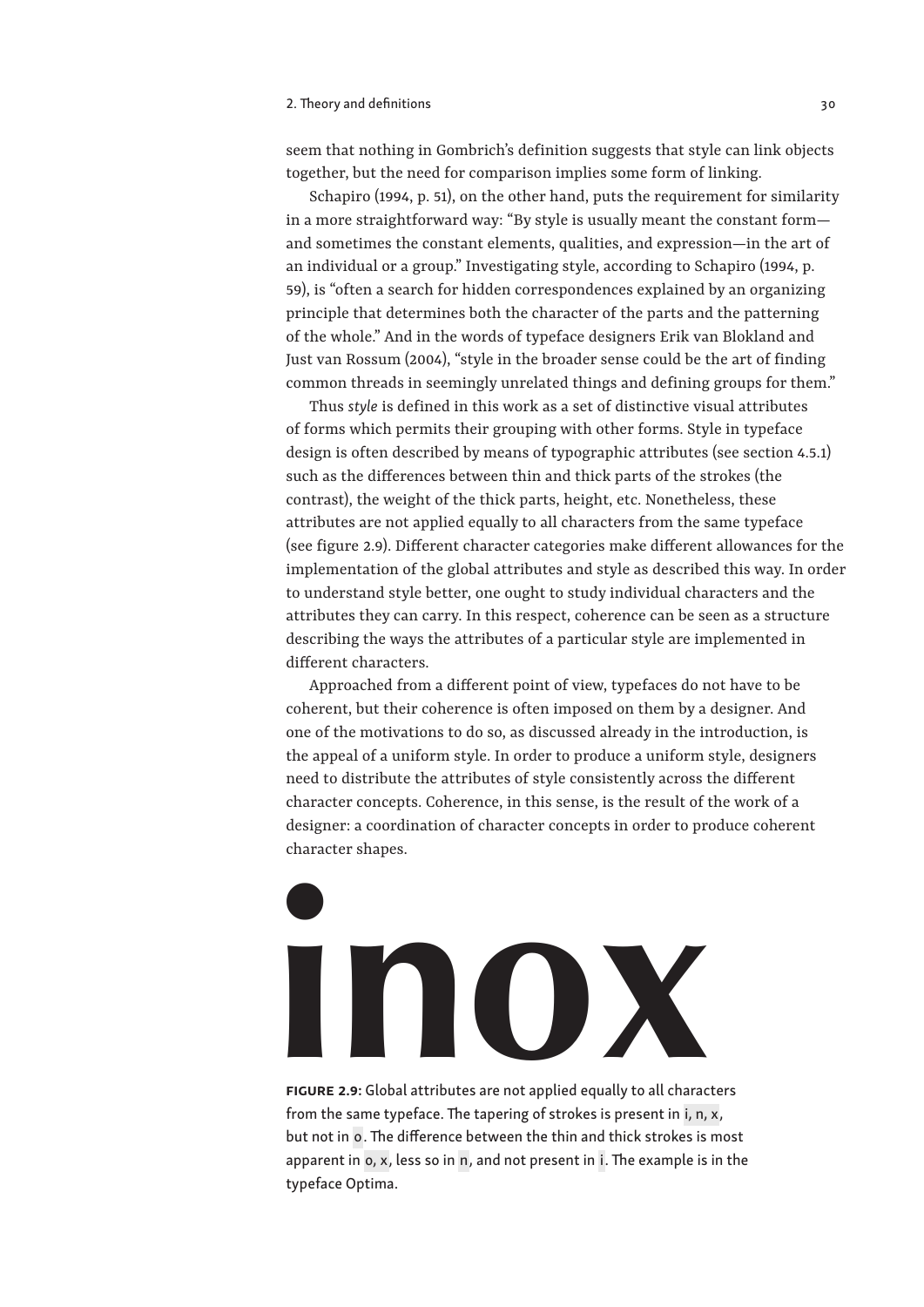seem that nothing in Gombrich's definition suggests that style can link objects together, but the need for comparison implies some form of linking.

Schapiro (1994, p. 51), on the other hand, puts the requirement for similarity in a more straightforward way: "By style is usually meant the constant form—and sometimes the constant elements, qualities, and expression—in the art of an individual or a group." Investigating style, according to Schapiro (1994, p. 59), is "often a search for hidden correspondences explained by an organizing principle that determines both the character of the parts and the patterning of the whole." And in the words of typeface designers Erik van Blokland and Just van Rossum (2004), "style in the broader sense could be the art of finding common threads in seemingly unrelated things and defining groups for them."

Thus *style* is defined in this work as a set of distinctive visual attributes of forms which permits their grouping with other forms. Style in typeface design is often described by means of typographic attributes (see section 4.5.1) such as the differences between thin and thick parts of the strokes (the contrast), the weight of the thick parts, height, etc. Nonetheless, these attributes are not applied equally to all characters from the same typeface (see figure 2.9). Different character categories make different allowances for the implementation of the global attributes and style as described this way. In order to understand style better, one ought to study individual characters and the attributes they can carry. In this respect, coherence can be seen as a structure describing the ways the attributes of a particular style are implemented in different characters.

Approached from a different point of view, typefaces do not have to be coherent, but their coherence is often imposed on them by a designer. And one of the motivations to do so, as discussed already in the introduction, is the appeal of a uniform style. In order to produce a uniform style, designers need to distribute the attributes of style consistently across the different character concepts. Coherence, in this sense, is the result of the work of a designer: a coordination of character concepts in order to produce coherent character shapes.

inox

**FIGURE 2.9:** Global attributes are not applied equally to all characters from the same typeface. The tapering of strokes is present in i, n, x, but not in o. The difference between the thin and thick strokes is most apparent in o, x, less so in n, and not present in i. The example is in the typeface Optima.